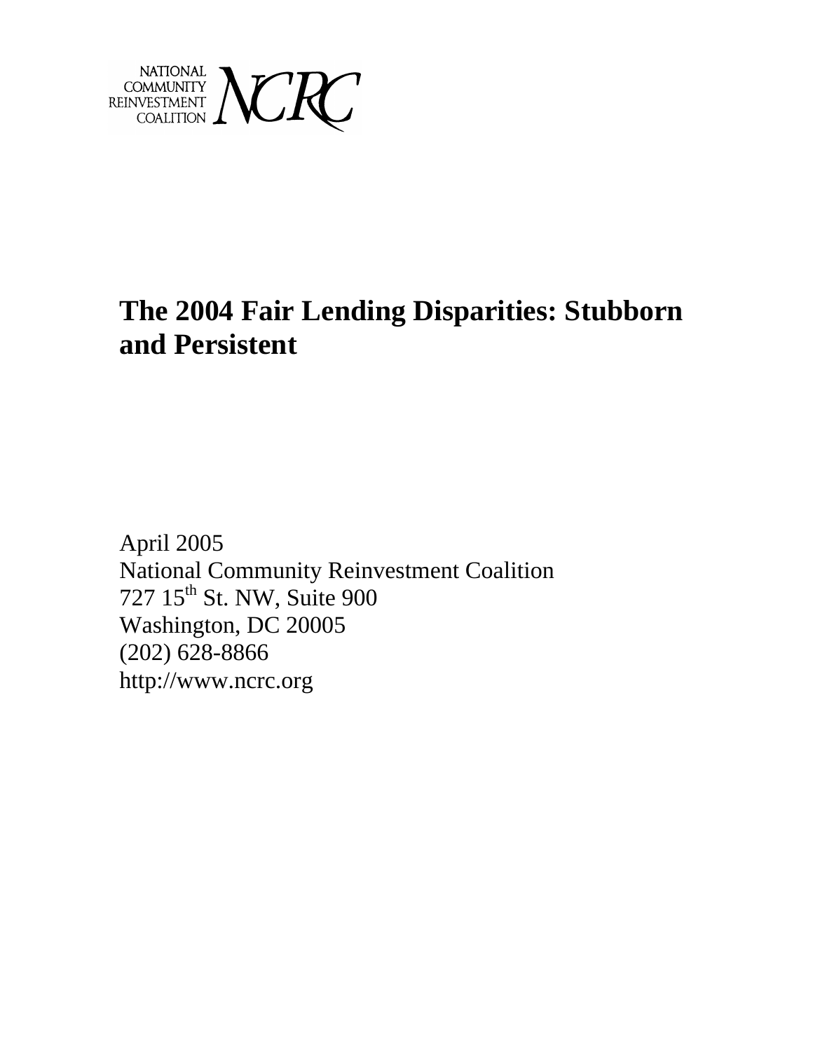NATIONAL COMMUNITY REINVESTMENT COALITION NCRC

# The 2004 Fair Lending Disparities: Stubborn and Persistent

April 2005
National Community Reinvestment Coalition
727 15th St. NW, Suite 900
Washington, DC 20005
(202) 628-8866
http://www.ncrc.org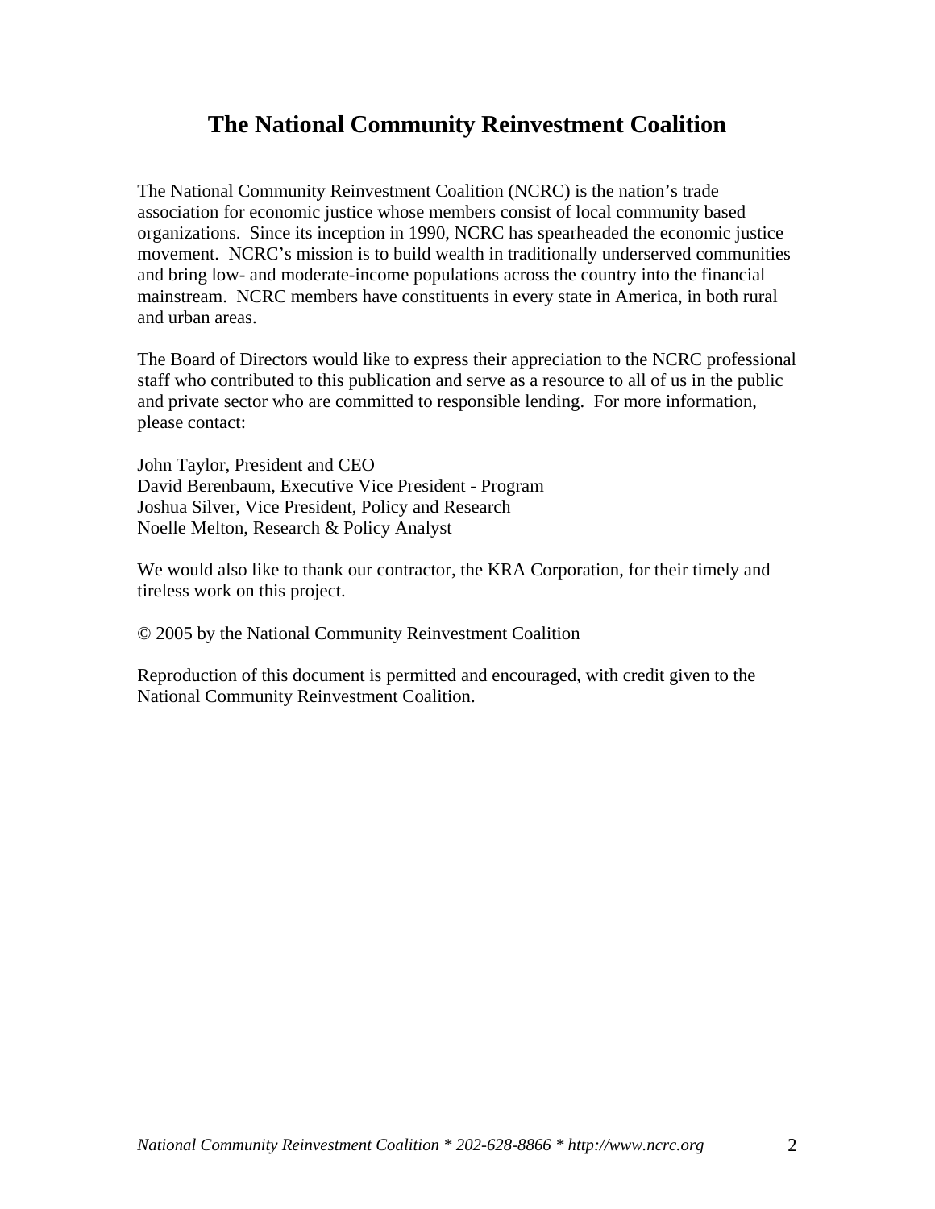# The National Community Reinvestment Coalition

The National Community Reinvestment Coalition (NCRC) is the nation's trade association for economic justice whose members consist of local community based organizations. Since its inception in 1990, NCRC has spearheaded the economic justice movement. NCRC's mission is to build wealth in traditionally underserved communities and bring low- and moderate-income populations across the country into the financial mainstream. NCRC members have constituents in every state in America, in both rural and urban areas.

The Board of Directors would like to express their appreciation to the NCRC professional staff who contributed to this publication and serve as a resource to all of us in the public and private sector who are committed to responsible lending. For more information, please contact:

John Taylor, President and CEO
David Berenbaum, Executive Vice President - Program
Joshua Silver, Vice President, Policy and Research
Noelle Melton, Research & Policy Analyst

We would also like to thank our contractor, the KRA Corporation, for their timely and tireless work on this project.

© 2005 by the National Community Reinvestment Coalition

Reproduction of this document is permitted and encouraged, with credit given to the National Community Reinvestment Coalition.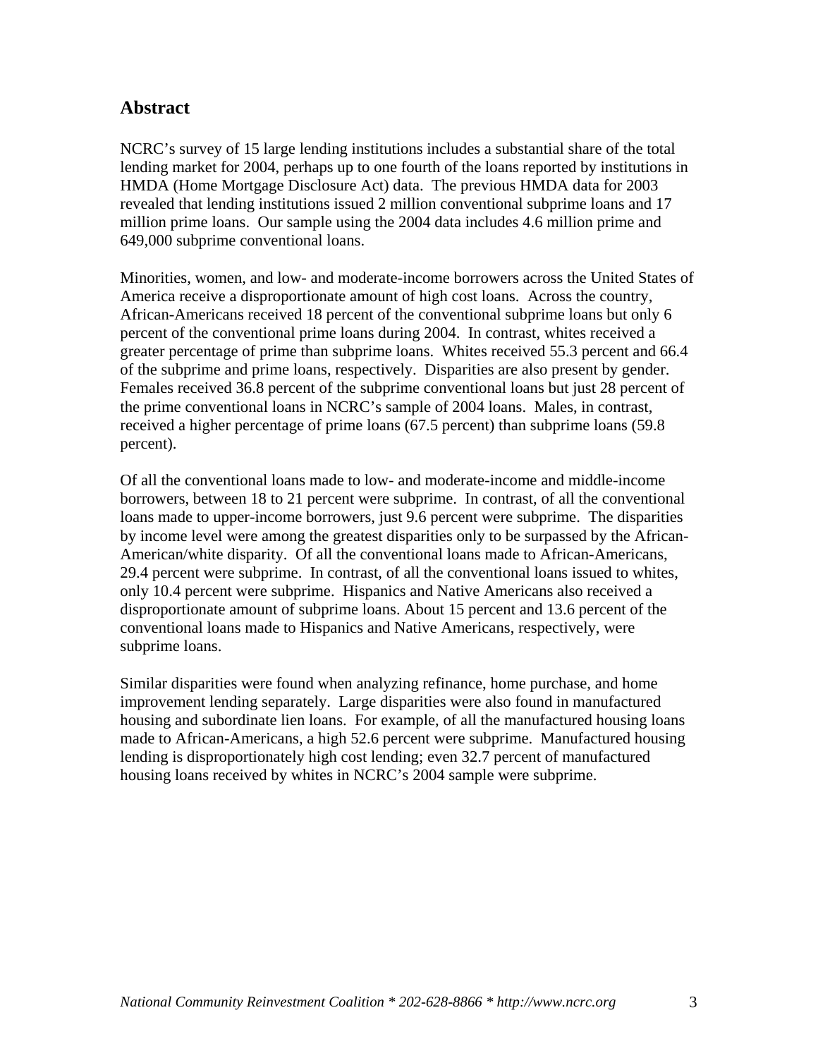## Abstract

NCRC's survey of 15 large lending institutions includes a substantial share of the total lending market for 2004, perhaps up to one fourth of the loans reported by institutions in HMDA (Home Mortgage Disclosure Act) data. The previous HMDA data for 2003 revealed that lending institutions issued 2 million conventional subprime loans and 17 million prime loans. Our sample using the 2004 data includes 4.6 million prime and 649,000 subprime conventional loans.

Minorities, women, and low- and moderate-income borrowers across the United States of America receive a disproportionate amount of high cost loans. Across the country, African-Americans received 18 percent of the conventional subprime loans but only 6 percent of the conventional prime loans during 2004. In contrast, whites received a greater percentage of prime than subprime loans. Whites received 55.3 percent and 66.4 of the subprime and prime loans, respectively. Disparities are also present by gender. Females received 36.8 percent of the subprime conventional loans but just 28 percent of the prime conventional loans in NCRC's sample of 2004 loans. Males, in contrast, received a higher percentage of prime loans (67.5 percent) than subprime loans (59.8 percent).

Of all the conventional loans made to low- and moderate-income and middle-income borrowers, between 18 to 21 percent were subprime. In contrast, of all the conventional loans made to upper-income borrowers, just 9.6 percent were subprime. The disparities by income level were among the greatest disparities only to be surpassed by the African-American/white disparity. Of all the conventional loans made to African-Americans, 29.4 percent were subprime. In contrast, of all the conventional loans issued to whites, only 10.4 percent were subprime. Hispanics and Native Americans also received a disproportionate amount of subprime loans. About 15 percent and 13.6 percent of the conventional loans made to Hispanics and Native Americans, respectively, were subprime loans.

Similar disparities were found when analyzing refinance, home purchase, and home improvement lending separately. Large disparities were also found in manufactured housing and subordinate lien loans. For example, of all the manufactured housing loans made to African-Americans, a high 52.6 percent were subprime. Manufactured housing lending is disproportionately high cost lending; even 32.7 percent of manufactured housing loans received by whites in NCRC's 2004 sample were subprime.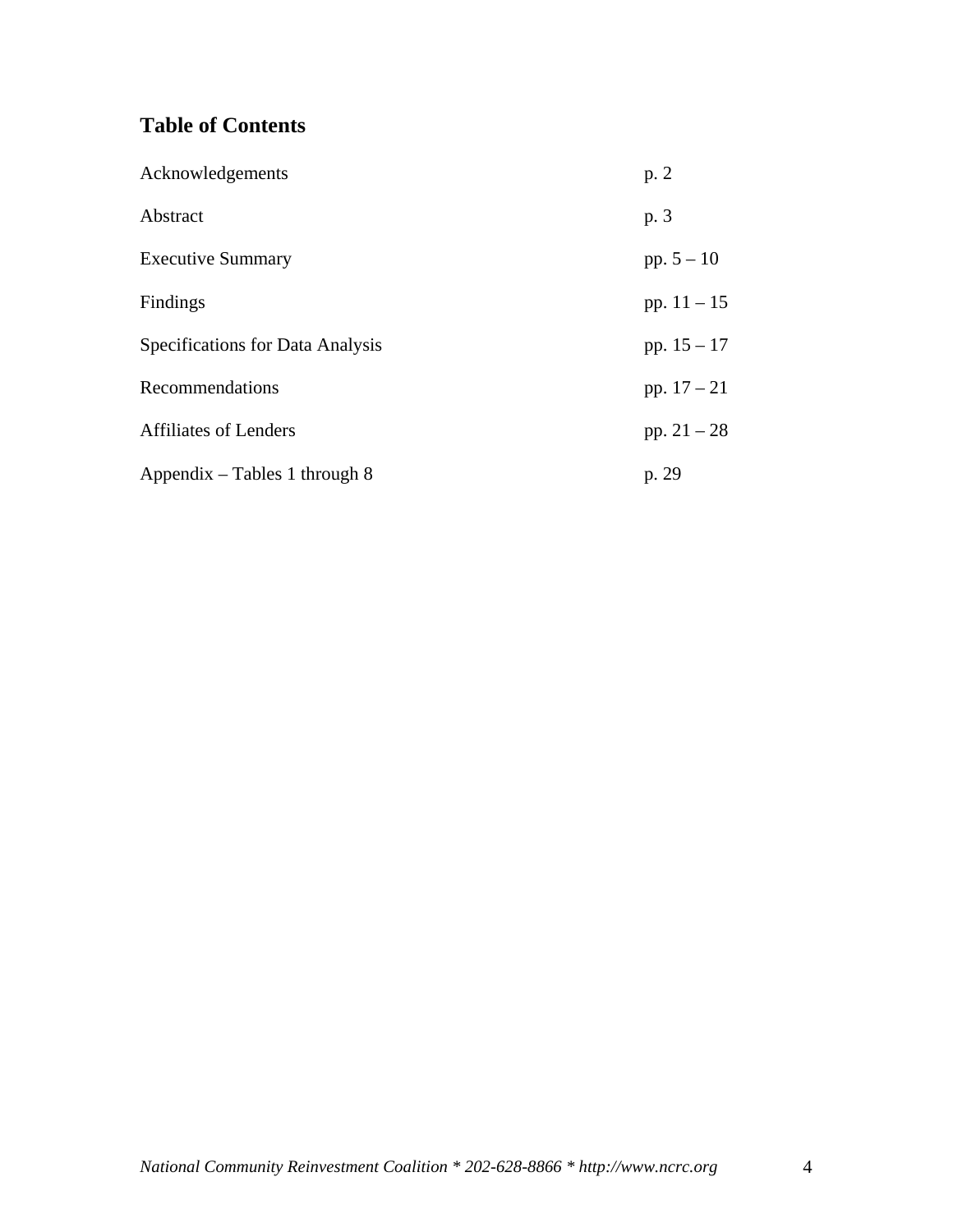## Table of Contents

| | |
|---|---|
| Acknowledgements | p. 2 |
| Abstract | p. 3 |
| Executive Summary | pp. 5 – 10 |
| Findings | pp. 11 – 15 |
| Specifications for Data Analysis | pp. 15 – 17 |
| Recommendations | pp. 17 – 21 |
| Affiliates of Lenders | pp. 21 – 28 |
| Appendix – Tables 1 through 8 | p. 29 |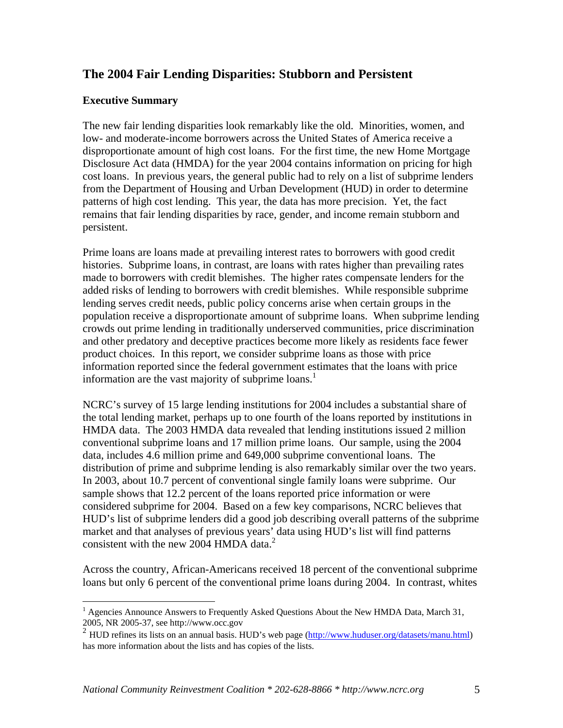## The 2004 Fair Lending Disparities: Stubborn and Persistent

### Executive Summary

The new fair lending disparities look remarkably like the old. Minorities, women, and low- and moderate-income borrowers across the United States of America receive a disproportionate amount of high cost loans. For the first time, the new Home Mortgage Disclosure Act data (HMDA) for the year 2004 contains information on pricing for high cost loans. In previous years, the general public had to rely on a list of subprime lenders from the Department of Housing and Urban Development (HUD) in order to determine patterns of high cost lending. This year, the data has more precision. Yet, the fact remains that fair lending disparities by race, gender, and income remain stubborn and persistent.

Prime loans are loans made at prevailing interest rates to borrowers with good credit histories. Subprime loans, in contrast, are loans with rates higher than prevailing rates made to borrowers with credit blemishes. The higher rates compensate lenders for the added risks of lending to borrowers with credit blemishes. While responsible subprime lending serves credit needs, public policy concerns arise when certain groups in the population receive a disproportionate amount of subprime loans. When subprime lending crowds out prime lending in traditionally underserved communities, price discrimination and other predatory and deceptive practices become more likely as residents face fewer product choices. In this report, we consider subprime loans as those with price information reported since the federal government estimates that the loans with price information are the vast majority of subprime loans.[1]

NCRC's survey of 15 large lending institutions for 2004 includes a substantial share of the total lending market, perhaps up to one fourth of the loans reported by institutions in HMDA data. The 2003 HMDA data revealed that lending institutions issued 2 million conventional subprime loans and 17 million prime loans. Our sample, using the 2004 data, includes 4.6 million prime and 649,000 subprime conventional loans. The distribution of prime and subprime lending is also remarkably similar over the two years. In 2003, about 10.7 percent of conventional single family loans were subprime. Our sample shows that 12.2 percent of the loans reported price information or were considered subprime for 2004. Based on a few key comparisons, NCRC believes that HUD's list of subprime lenders did a good job describing overall patterns of the subprime market and that analyses of previous years' data using HUD's list will find patterns consistent with the new 2004 HMDA data.[2]

Across the country, African-Americans received 18 percent of the conventional subprime loans but only 6 percent of the conventional prime loans during 2004. In contrast, whites

---

[1] Agencies Announce Answers to Frequently Asked Questions About the New HMDA Data, March 31, 2005, NR 2005-37, see http://www.occ.gov

[2] HUD refines its lists on an annual basis. HUD's web page (http://www.huduser.org/datasets/manu.html) has more information about the lists and has copies of the lists.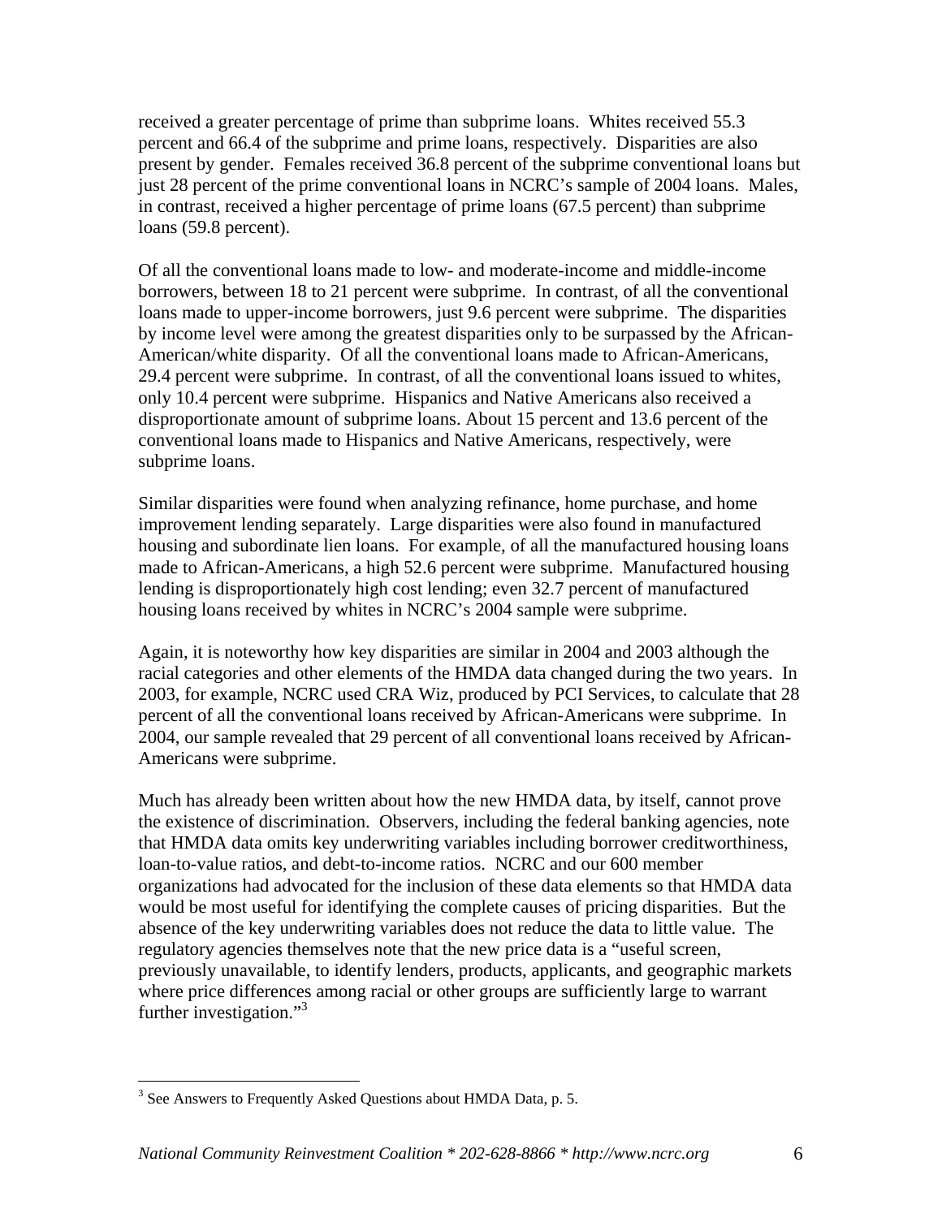received a greater percentage of prime than subprime loans. Whites received 55.3 percent and 66.4 of the subprime and prime loans, respectively. Disparities are also present by gender. Females received 36.8 percent of the subprime conventional loans but just 28 percent of the prime conventional loans in NCRC's sample of 2004 loans. Males, in contrast, received a higher percentage of prime loans (67.5 percent) than subprime loans (59.8 percent).

Of all the conventional loans made to low- and moderate-income and middle-income borrowers, between 18 to 21 percent were subprime. In contrast, of all the conventional loans made to upper-income borrowers, just 9.6 percent were subprime. The disparities by income level were among the greatest disparities only to be surpassed by the African-American/white disparity. Of all the conventional loans made to African-Americans, 29.4 percent were subprime. In contrast, of all the conventional loans issued to whites, only 10.4 percent were subprime. Hispanics and Native Americans also received a disproportionate amount of subprime loans. About 15 percent and 13.6 percent of the conventional loans made to Hispanics and Native Americans, respectively, were subprime loans.

Similar disparities were found when analyzing refinance, home purchase, and home improvement lending separately. Large disparities were also found in manufactured housing and subordinate lien loans. For example, of all the manufactured housing loans made to African-Americans, a high 52.6 percent were subprime. Manufactured housing lending is disproportionately high cost lending; even 32.7 percent of manufactured housing loans received by whites in NCRC's 2004 sample were subprime.

Again, it is noteworthy how key disparities are similar in 2004 and 2003 although the racial categories and other elements of the HMDA data changed during the two years. In 2003, for example, NCRC used CRA Wiz, produced by PCI Services, to calculate that 28 percent of all the conventional loans received by African-Americans were subprime. In 2004, our sample revealed that 29 percent of all conventional loans received by African-Americans were subprime.

Much has already been written about how the new HMDA data, by itself, cannot prove the existence of discrimination. Observers, including the federal banking agencies, note that HMDA data omits key underwriting variables including borrower creditworthiness, loan-to-value ratios, and debt-to-income ratios. NCRC and our 600 member organizations had advocated for the inclusion of these data elements so that HMDA data would be most useful for identifying the complete causes of pricing disparities. But the absence of the key underwriting variables does not reduce the data to little value. The regulatory agencies themselves note that the new price data is a "useful screen, previously unavailable, to identify lenders, products, applicants, and geographic markets where price differences among racial or other groups are sufficiently large to warrant further investigation."[3]

---

[3] See Answers to Frequently Asked Questions about HMDA Data, p. 5.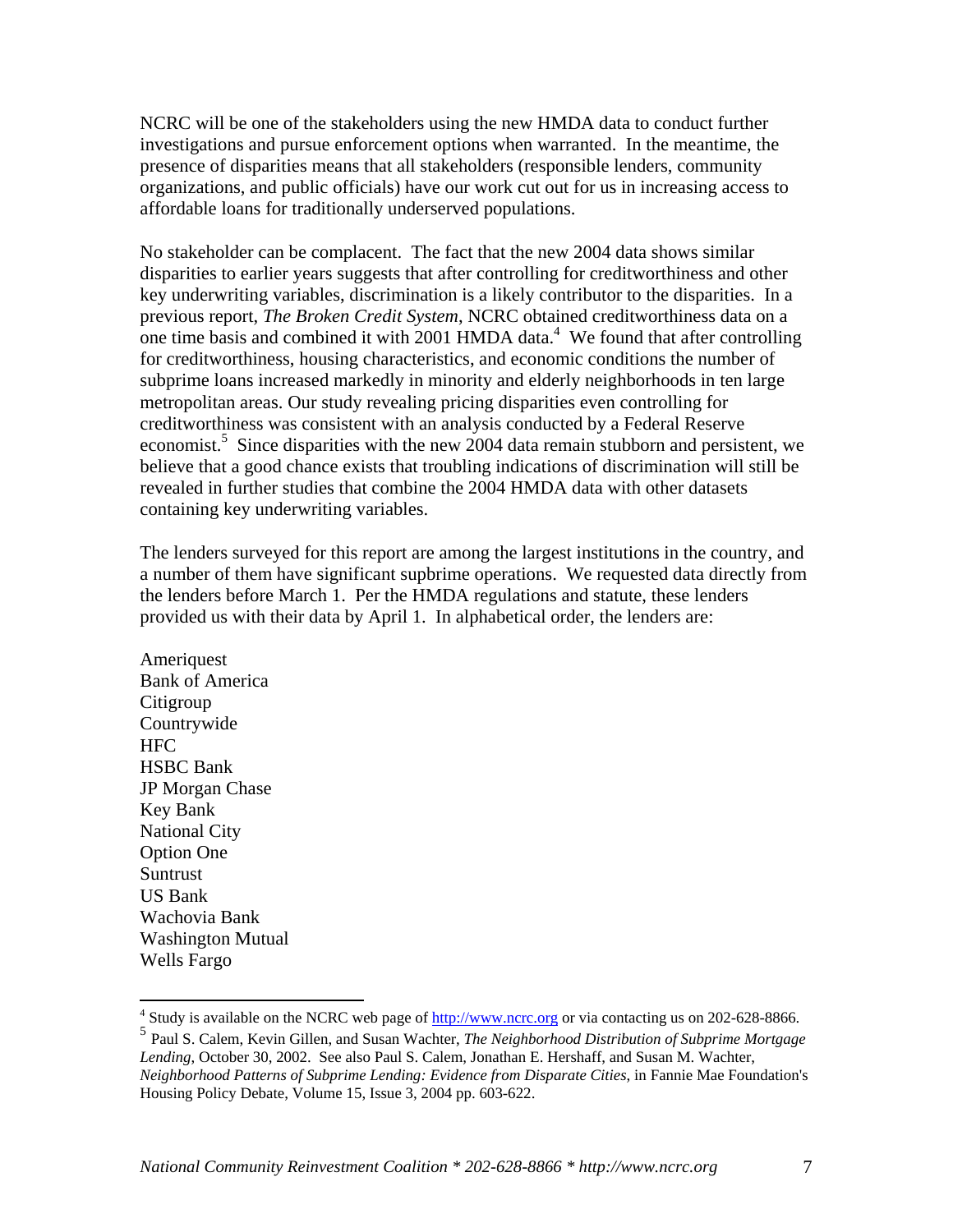NCRC will be one of the stakeholders using the new HMDA data to conduct further investigations and pursue enforcement options when warranted. In the meantime, the presence of disparities means that all stakeholders (responsible lenders, community organizations, and public officials) have our work cut out for us in increasing access to affordable loans for traditionally underserved populations.

No stakeholder can be complacent. The fact that the new 2004 data shows similar disparities to earlier years suggests that after controlling for creditworthiness and other key underwriting variables, discrimination is a likely contributor to the disparities. In a previous report, *The Broken Credit System*, NCRC obtained creditworthiness data on a one time basis and combined it with 2001 HMDA data.[4] We found that after controlling for creditworthiness, housing characteristics, and economic conditions the number of subprime loans increased markedly in minority and elderly neighborhoods in ten large metropolitan areas. Our study revealing pricing disparities even controlling for creditworthiness was consistent with an analysis conducted by a Federal Reserve economist.[5] Since disparities with the new 2004 data remain stubborn and persistent, we believe that a good chance exists that troubling indications of discrimination will still be revealed in further studies that combine the 2004 HMDA data with other datasets containing key underwriting variables.

The lenders surveyed for this report are among the largest institutions in the country, and a number of them have significant suprbime operations. We requested data directly from the lenders before March 1. Per the HMDA regulations and statute, these lenders provided us with their data by April 1. In alphabetical order, the lenders are:

Ameriquest
Bank of America
Citigroup
Countrywide
HFC
HSBC Bank
JP Morgan Chase
Key Bank
National City
Option One
Suntrust
US Bank
Wachovia Bank
Washington Mutual
Wells Fargo

---

[4] Study is available on the NCRC web page of http://www.ncrc.org or via contacting us on 202-628-8866.

[5] Paul S. Calem, Kevin Gillen, and Susan Wachter, *The Neighborhood Distribution of Subprime Mortgage Lending*, October 30, 2002. See also Paul S. Calem, Jonathan E. Hershaff, and Susan M. Wachter, *Neighborhood Patterns of Subprime Lending: Evidence from Disparate Cities*, in Fannie Mae Foundation's Housing Policy Debate, Volume 15, Issue 3, 2004 pp. 603-622.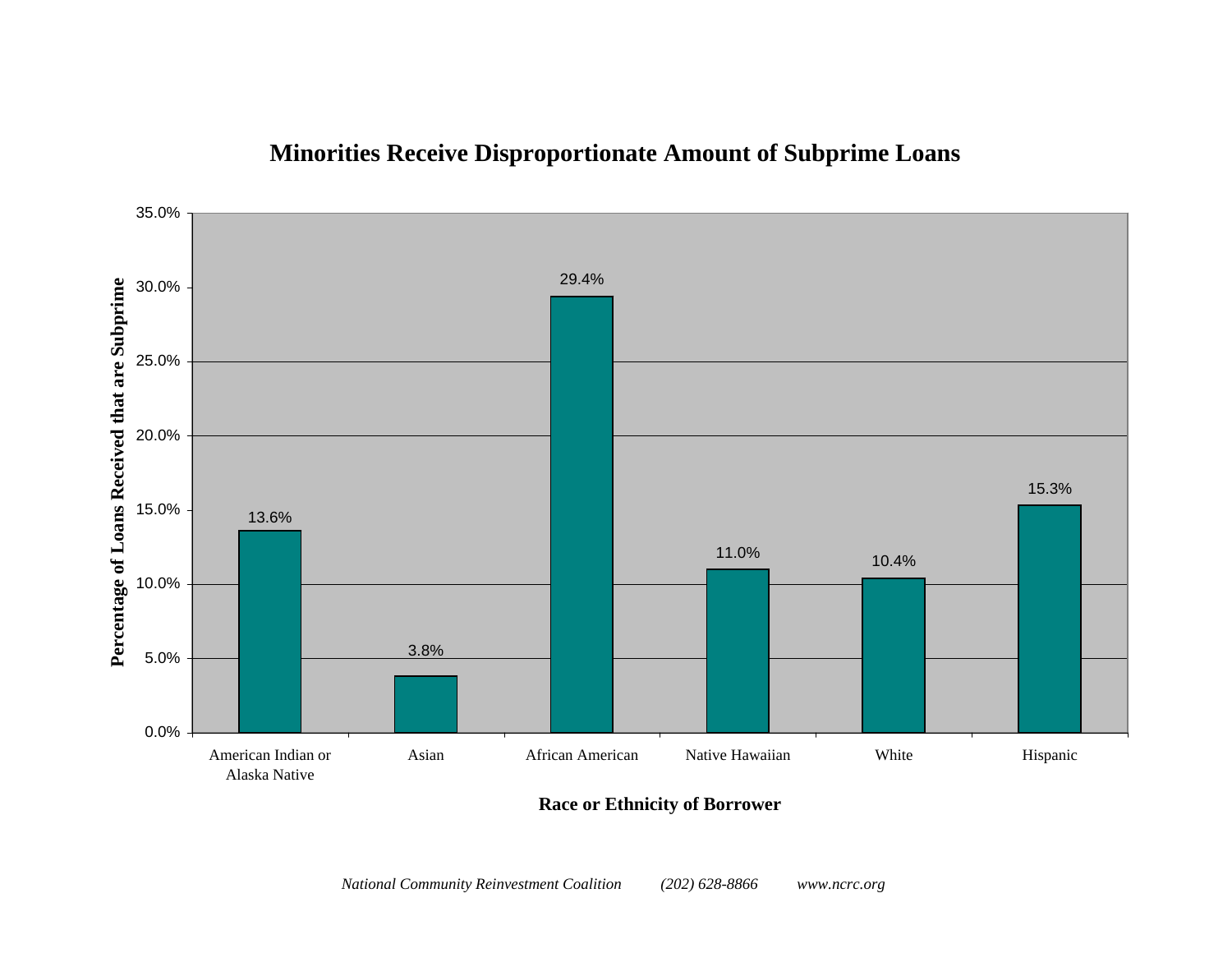## Minorities Receive Disproportionate Amount of Subprime Loans

| Race or Ethnicity of Borrower | Percentage of Loans Received that are Subprime |
|---|---|
| American Indian or Alaska Native | 13.6% |
| Asian | 3.8% |
| African American | 29.4% |
| Native Hawaiian | 11.0% |
| White | 10.4% |
| Hispanic | 15.3% |

*National Community Reinvestment Coalition (202) 628-8866 www.ncrc.org*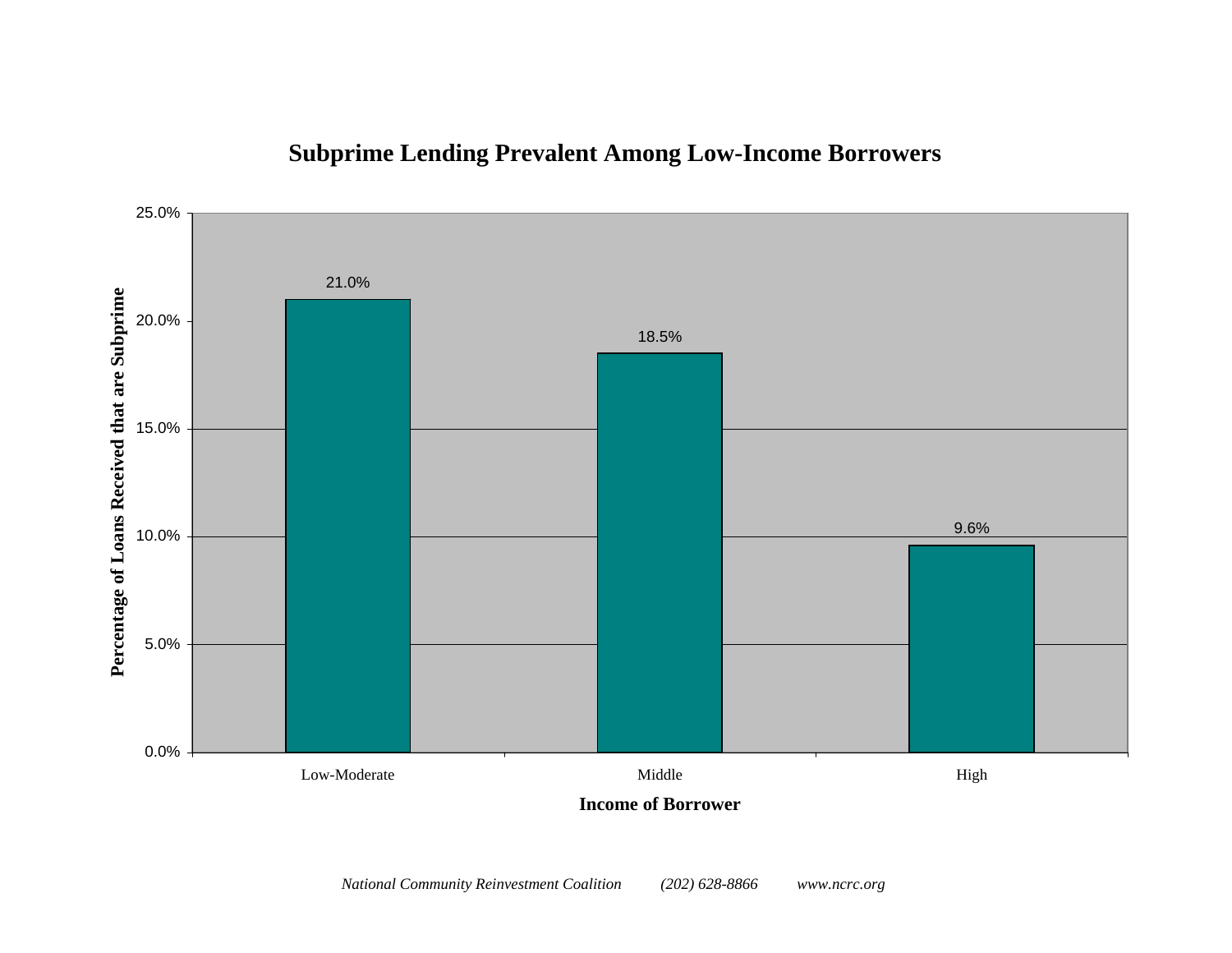## Subprime Lending Prevalent Among Low-Income Borrowers

| Income of Borrower | Percentage of Loans Received that are Subprime |
| --- | --- |
| Low-Moderate | 21.0% |
| Middle | 18.5% |
| High | 9.6% |

*National Community Reinvestment Coalition (202) 628-8866 www.ncrc.org*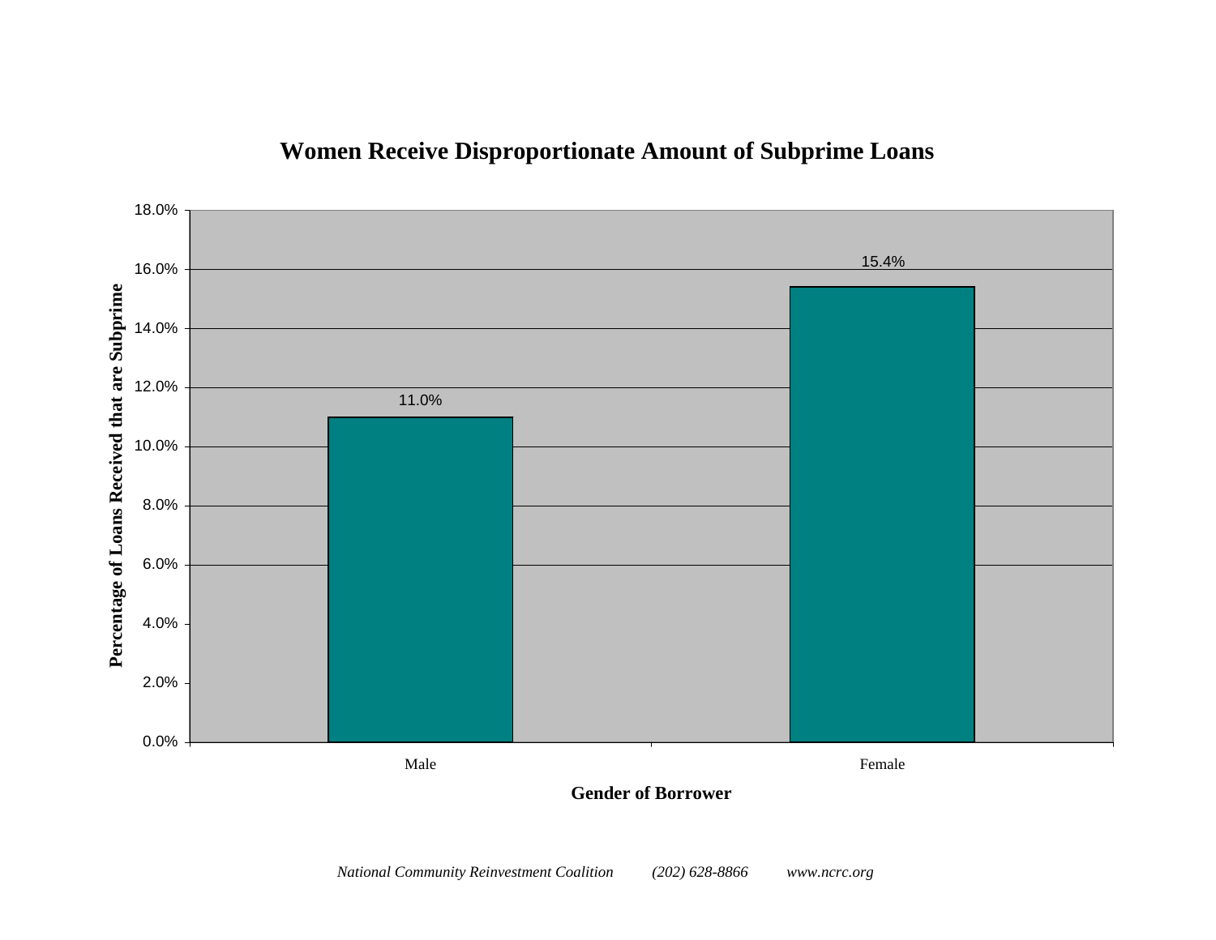# Women Receive Disproportionate Amount of Subprime Loans

| Gender of Borrower | Percentage of Loans Received that are Subprime |
| --- | --- |
| Male | 11.0% |
| Female | 15.4% |

*National Community Reinvestment Coalition (202) 628-8866 www.ncrc.org*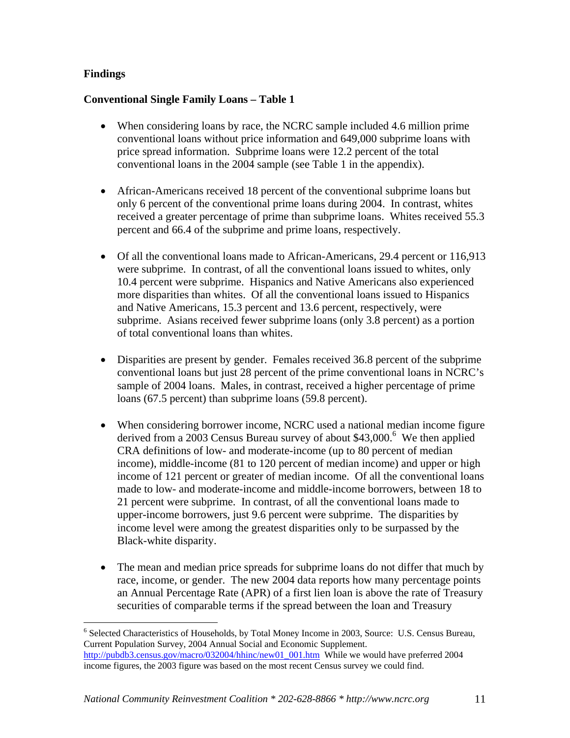**Findings**

**Conventional Single Family Loans – Table 1**

- When considering loans by race, the NCRC sample included 4.6 million prime conventional loans without price information and 649,000 subprime loans with price spread information. Subprime loans were 12.2 percent of the total conventional loans in the 2004 sample (see Table 1 in the appendix).

- African-Americans received 18 percent of the conventional subprime loans but only 6 percent of the conventional prime loans during 2004. In contrast, whites received a greater percentage of prime than subprime loans. Whites received 55.3 percent and 66.4 of the subprime and prime loans, respectively.

- Of all the conventional loans made to African-Americans, 29.4 percent or 116,913 were subprime. In contrast, of all the conventional loans issued to whites, only 10.4 percent were subprime. Hispanics and Native Americans also experienced more disparities than whites. Of all the conventional loans issued to Hispanics and Native Americans, 15.3 percent and 13.6 percent, respectively, were subprime. Asians received fewer subprime loans (only 3.8 percent) as a portion of total conventional loans than whites.

- Disparities are present by gender. Females received 36.8 percent of the subprime conventional loans but just 28 percent of the prime conventional loans in NCRC's sample of 2004 loans. Males, in contrast, received a higher percentage of prime loans (67.5 percent) than subprime loans (59.8 percent).

- When considering borrower income, NCRC used a national median income figure derived from a 2003 Census Bureau survey of about $43,000.[6] We then applied CRA definitions of low- and moderate-income (up to 80 percent of median income), middle-income (81 to 120 percent of median income) and upper or high income of 121 percent or greater of median income. Of all the conventional loans made to low- and moderate-income and middle-income borrowers, between 18 to 21 percent were subprime. In contrast, of all the conventional loans made to upper-income borrowers, just 9.6 percent were subprime. The disparities by income level were among the greatest disparities only to be surpassed by the Black-white disparity.

- The mean and median price spreads for subprime loans do not differ that much by race, income, or gender. The new 2004 data reports how many percentage points an Annual Percentage Rate (APR) of a first lien loan is above the rate of Treasury securities of comparable terms if the spread between the loan and Treasury

[6] Selected Characteristics of Households, by Total Money Income in 2003, Source: U.S. Census Bureau, Current Population Survey, 2004 Annual Social and Economic Supplement. http://pubdb3.census.gov/macro/032004/hhinc/new01_001.htm While we would have preferred 2004 income figures, the 2003 figure was based on the most recent Census survey we could find.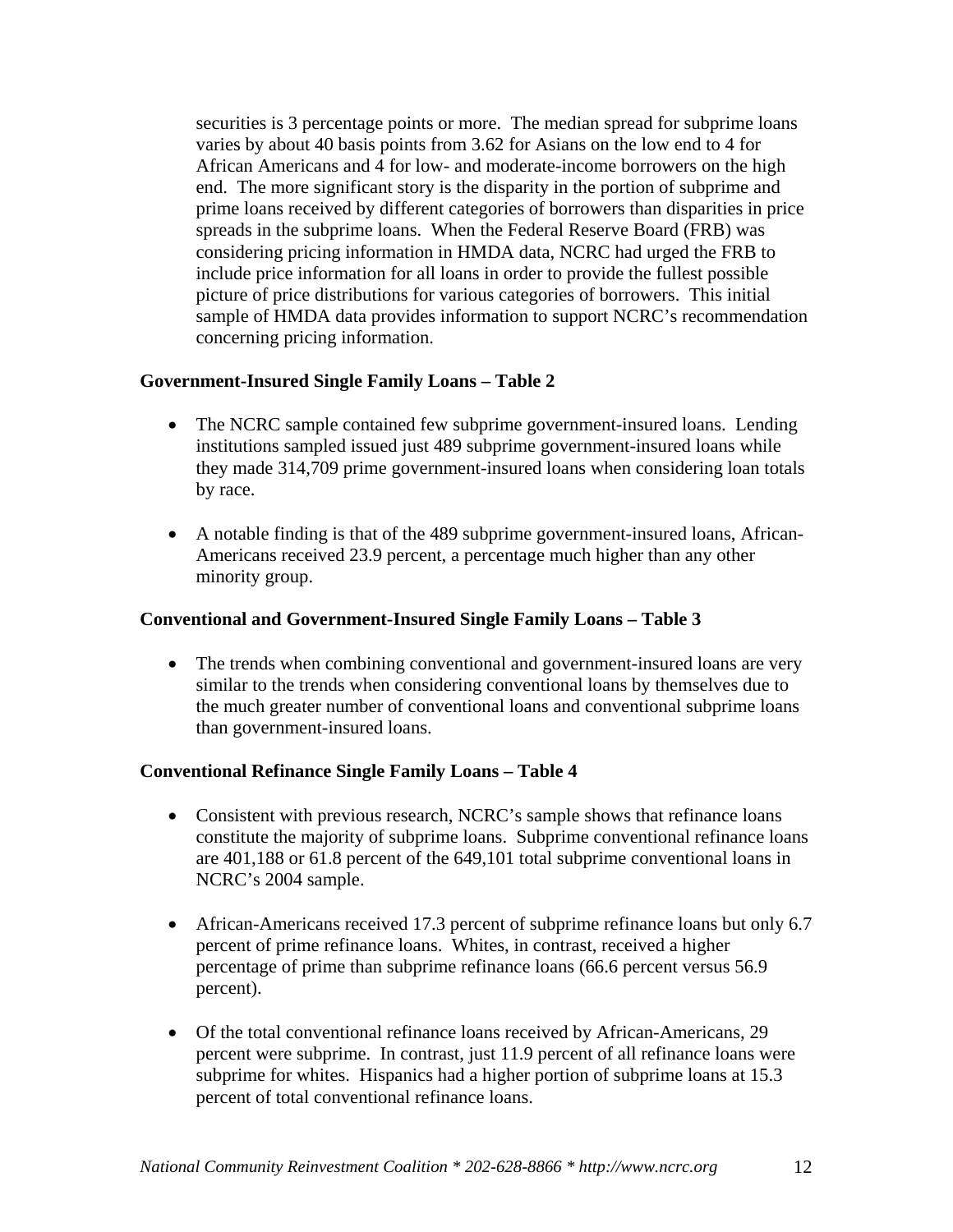securities is 3 percentage points or more. The median spread for subprime loans varies by about 40 basis points from 3.62 for Asians on the low end to 4 for African Americans and 4 for low- and moderate-income borrowers on the high end. The more significant story is the disparity in the portion of subprime and prime loans received by different categories of borrowers than disparities in price spreads in the subprime loans. When the Federal Reserve Board (FRB) was considering pricing information in HMDA data, NCRC had urged the FRB to include price information for all loans in order to provide the fullest possible picture of price distributions for various categories of borrowers. This initial sample of HMDA data provides information to support NCRC's recommendation concerning pricing information.

**Government-Insured Single Family Loans – Table 2**

- The NCRC sample contained few subprime government-insured loans. Lending institutions sampled issued just 489 subprime government-insured loans while they made 314,709 prime government-insured loans when considering loan totals by race.
- A notable finding is that of the 489 subprime government-insured loans, African-Americans received 23.9 percent, a percentage much higher than any other minority group.

**Conventional and Government-Insured Single Family Loans – Table 3**

- The trends when combining conventional and government-insured loans are very similar to the trends when considering conventional loans by themselves due to the much greater number of conventional loans and conventional subprime loans than government-insured loans.

**Conventional Refinance Single Family Loans – Table 4**

- Consistent with previous research, NCRC's sample shows that refinance loans constitute the majority of subprime loans. Subprime conventional refinance loans are 401,188 or 61.8 percent of the 649,101 total subprime conventional loans in NCRC's 2004 sample.
- African-Americans received 17.3 percent of subprime refinance loans but only 6.7 percent of prime refinance loans. Whites, in contrast, received a higher percentage of prime than subprime refinance loans (66.6 percent versus 56.9 percent).
- Of the total conventional refinance loans received by African-Americans, 29 percent were subprime. In contrast, just 11.9 percent of all refinance loans were subprime for whites. Hispanics had a higher portion of subprime loans at 15.3 percent of total conventional refinance loans.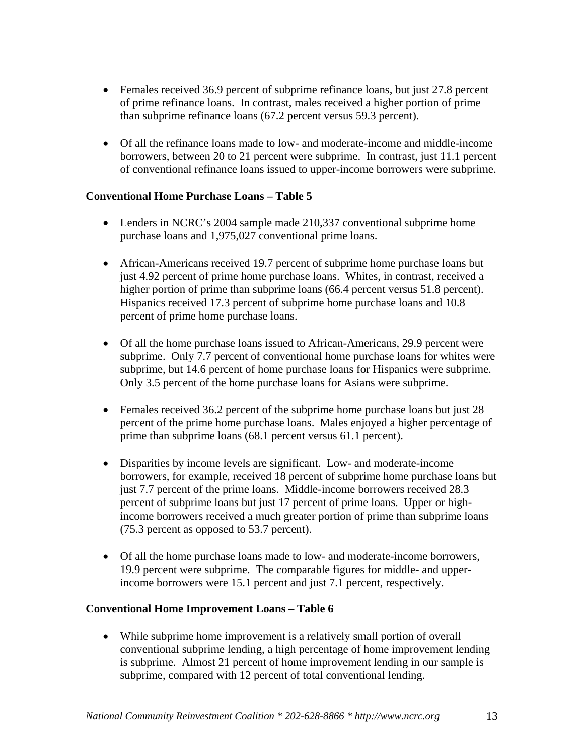- Females received 36.9 percent of subprime refinance loans, but just 27.8 percent of prime refinance loans. In contrast, males received a higher portion of prime than subprime refinance loans (67.2 percent versus 59.3 percent).

- Of all the refinance loans made to low- and moderate-income and middle-income borrowers, between 20 to 21 percent were subprime. In contrast, just 11.1 percent of conventional refinance loans issued to upper-income borrowers were subprime.

**Conventional Home Purchase Loans – Table 5**

- Lenders in NCRC's 2004 sample made 210,337 conventional subprime home purchase loans and 1,975,027 conventional prime loans.

- African-Americans received 19.7 percent of subprime home purchase loans but just 4.92 percent of prime home purchase loans. Whites, in contrast, received a higher portion of prime than subprime loans (66.4 percent versus 51.8 percent). Hispanics received 17.3 percent of subprime home purchase loans and 10.8 percent of prime home purchase loans.

- Of all the home purchase loans issued to African-Americans, 29.9 percent were subprime. Only 7.7 percent of conventional home purchase loans for whites were subprime, but 14.6 percent of home purchase loans for Hispanics were subprime. Only 3.5 percent of the home purchase loans for Asians were subprime.

- Females received 36.2 percent of the subprime home purchase loans but just 28 percent of the prime home purchase loans. Males enjoyed a higher percentage of prime than subprime loans (68.1 percent versus 61.1 percent).

- Disparities by income levels are significant. Low- and moderate-income borrowers, for example, received 18 percent of subprime home purchase loans but just 7.7 percent of the prime loans. Middle-income borrowers received 28.3 percent of subprime loans but just 17 percent of prime loans. Upper or high-income borrowers received a much greater portion of prime than subprime loans (75.3 percent as opposed to 53.7 percent).

- Of all the home purchase loans made to low- and moderate-income borrowers, 19.9 percent were subprime. The comparable figures for middle- and upper-income borrowers were 15.1 percent and just 7.1 percent, respectively.

**Conventional Home Improvement Loans – Table 6**

- While subprime home improvement is a relatively small portion of overall conventional subprime lending, a high percentage of home improvement lending is subprime. Almost 21 percent of home improvement lending in our sample is subprime, compared with 12 percent of total conventional lending.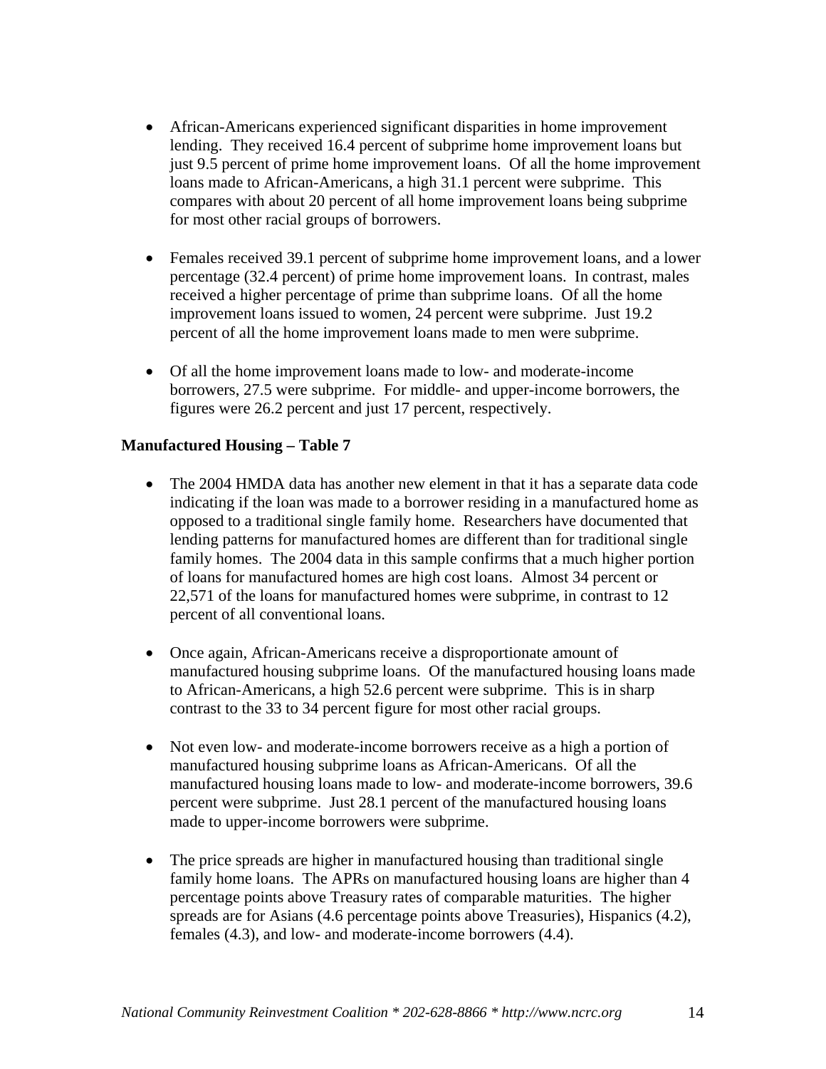- African-Americans experienced significant disparities in home improvement lending. They received 16.4 percent of subprime home improvement loans but just 9.5 percent of prime home improvement loans. Of all the home improvement loans made to African-Americans, a high 31.1 percent were subprime. This compares with about 20 percent of all home improvement loans being subprime for most other racial groups of borrowers.

- Females received 39.1 percent of subprime home improvement loans, and a lower percentage (32.4 percent) of prime home improvement loans. In contrast, males received a higher percentage of prime than subprime loans. Of all the home improvement loans issued to women, 24 percent were subprime. Just 19.2 percent of all the home improvement loans made to men were subprime.

- Of all the home improvement loans made to low- and moderate-income borrowers, 27.5 were subprime. For middle- and upper-income borrowers, the figures were 26.2 percent and just 17 percent, respectively.

**Manufactured Housing – Table 7**

- The 2004 HMDA data has another new element in that it has a separate data code indicating if the loan was made to a borrower residing in a manufactured home as opposed to a traditional single family home. Researchers have documented that lending patterns for manufactured homes are different than for traditional single family homes. The 2004 data in this sample confirms that a much higher portion of loans for manufactured homes are high cost loans. Almost 34 percent or 22,571 of the loans for manufactured homes were subprime, in contrast to 12 percent of all conventional loans.

- Once again, African-Americans receive a disproportionate amount of manufactured housing subprime loans. Of the manufactured housing loans made to African-Americans, a high 52.6 percent were subprime. This is in sharp contrast to the 33 to 34 percent figure for most other racial groups.

- Not even low- and moderate-income borrowers receive as a high a portion of manufactured housing subprime loans as African-Americans. Of all the manufactured housing loans made to low- and moderate-income borrowers, 39.6 percent were subprime. Just 28.1 percent of the manufactured housing loans made to upper-income borrowers were subprime.

- The price spreads are higher in manufactured housing than traditional single family home loans. The APRs on manufactured housing loans are higher than 4 percentage points above Treasury rates of comparable maturities. The higher spreads are for Asians (4.6 percentage points above Treasuries), Hispanics (4.2), females (4.3), and low- and moderate-income borrowers (4.4).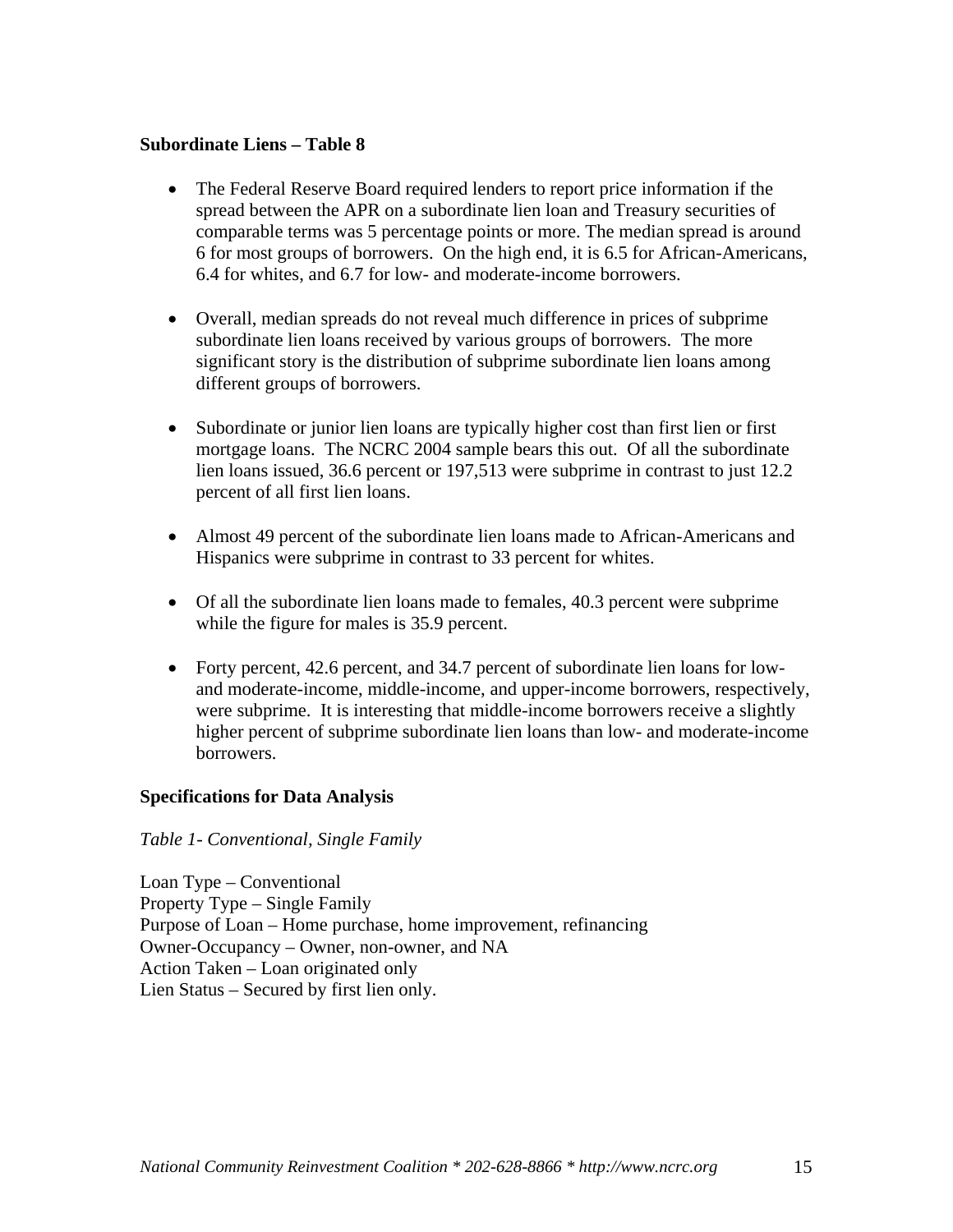**Subordinate Liens – Table 8**

- The Federal Reserve Board required lenders to report price information if the spread between the APR on a subordinate lien loan and Treasury securities of comparable terms was 5 percentage points or more. The median spread is around 6 for most groups of borrowers. On the high end, it is 6.5 for African-Americans, 6.4 for whites, and 6.7 for low- and moderate-income borrowers.

- Overall, median spreads do not reveal much difference in prices of subprime subordinate lien loans received by various groups of borrowers. The more significant story is the distribution of subprime subordinate lien loans among different groups of borrowers.

- Subordinate or junior lien loans are typically higher cost than first lien or first mortgage loans. The NCRC 2004 sample bears this out. Of all the subordinate lien loans issued, 36.6 percent or 197,513 were subprime in contrast to just 12.2 percent of all first lien loans.

- Almost 49 percent of the subordinate lien loans made to African-Americans and Hispanics were subprime in contrast to 33 percent for whites.

- Of all the subordinate lien loans made to females, 40.3 percent were subprime while the figure for males is 35.9 percent.

- Forty percent, 42.6 percent, and 34.7 percent of subordinate lien loans for low- and moderate-income, middle-income, and upper-income borrowers, respectively, were subprime. It is interesting that middle-income borrowers receive a slightly higher percent of subprime subordinate lien loans than low- and moderate-income borrowers.

**Specifications for Data Analysis**

*Table 1- Conventional, Single Family*

Loan Type – Conventional
Property Type – Single Family
Purpose of Loan – Home purchase, home improvement, refinancing
Owner-Occupancy – Owner, non-owner, and NA
Action Taken – Loan originated only
Lien Status – Secured by first lien only.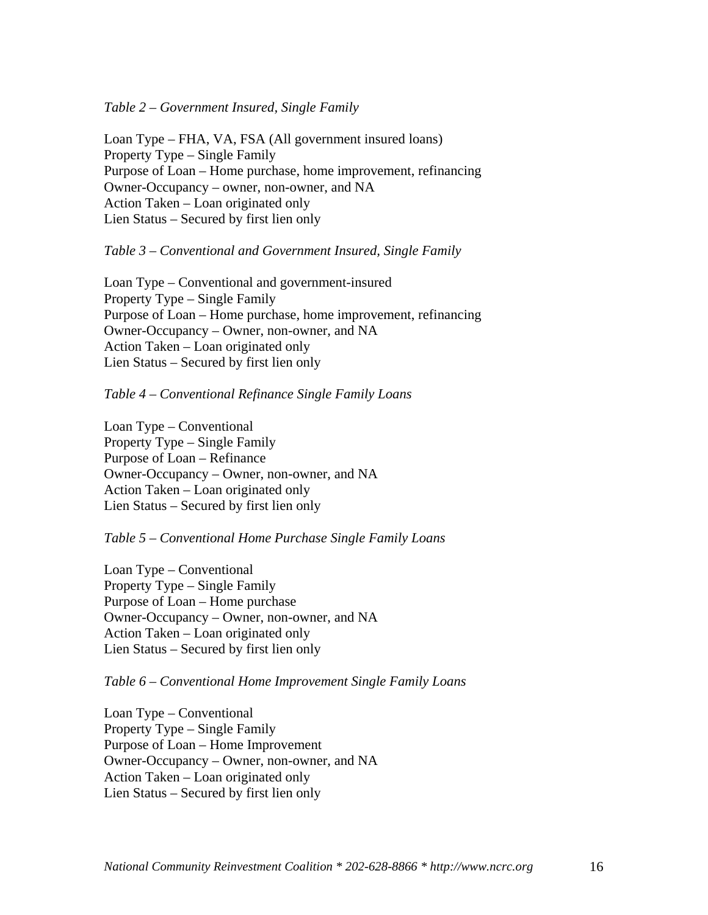*Table 2 – Government Insured, Single Family*

Loan Type – FHA, VA, FSA (All government insured loans)
Property Type – Single Family
Purpose of Loan – Home purchase, home improvement, refinancing
Owner-Occupancy – owner, non-owner, and NA
Action Taken – Loan originated only
Lien Status – Secured by first lien only

*Table 3 – Conventional and Government Insured, Single Family*

Loan Type – Conventional and government-insured
Property Type – Single Family
Purpose of Loan – Home purchase, home improvement, refinancing
Owner-Occupancy – Owner, non-owner, and NA
Action Taken – Loan originated only
Lien Status – Secured by first lien only

*Table 4 – Conventional Refinance Single Family Loans*

Loan Type – Conventional
Property Type – Single Family
Purpose of Loan – Refinance
Owner-Occupancy – Owner, non-owner, and NA
Action Taken – Loan originated only
Lien Status – Secured by first lien only

*Table 5 – Conventional Home Purchase Single Family Loans*

Loan Type – Conventional
Property Type – Single Family
Purpose of Loan – Home purchase
Owner-Occupancy – Owner, non-owner, and NA
Action Taken – Loan originated only
Lien Status – Secured by first lien only

*Table 6 – Conventional Home Improvement Single Family Loans*

Loan Type – Conventional
Property Type – Single Family
Purpose of Loan – Home Improvement
Owner-Occupancy – Owner, non-owner, and NA
Action Taken – Loan originated only
Lien Status – Secured by first lien only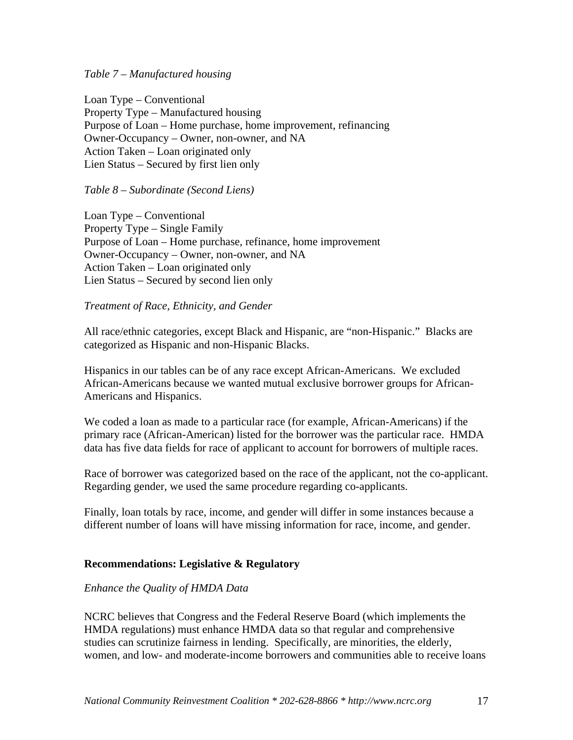*Table 7 – Manufactured housing*

Loan Type – Conventional
Property Type – Manufactured housing
Purpose of Loan – Home purchase, home improvement, refinancing
Owner-Occupancy – Owner, non-owner, and NA
Action Taken – Loan originated only
Lien Status – Secured by first lien only

*Table 8 – Subordinate (Second Liens)*

Loan Type – Conventional
Property Type – Single Family
Purpose of Loan – Home purchase, refinance, home improvement
Owner-Occupancy – Owner, non-owner, and NA
Action Taken – Loan originated only
Lien Status – Secured by second lien only

*Treatment of Race, Ethnicity, and Gender*

All race/ethnic categories, except Black and Hispanic, are "non-Hispanic." Blacks are categorized as Hispanic and non-Hispanic Blacks.

Hispanics in our tables can be of any race except African-Americans. We excluded African-Americans because we wanted mutual exclusive borrower groups for African-Americans and Hispanics.

We coded a loan as made to a particular race (for example, African-Americans) if the primary race (African-American) listed for the borrower was the particular race. HMDA data has five data fields for race of applicant to account for borrowers of multiple races.

Race of borrower was categorized based on the race of the applicant, not the co-applicant. Regarding gender, we used the same procedure regarding co-applicants.

Finally, loan totals by race, income, and gender will differ in some instances because a different number of loans will have missing information for race, income, and gender.

## Recommendations: Legislative & Regulatory

*Enhance the Quality of HMDA Data*

NCRC believes that Congress and the Federal Reserve Board (which implements the HMDA regulations) must enhance HMDA data so that regular and comprehensive studies can scrutinize fairness in lending. Specifically, are minorities, the elderly, women, and low- and moderate-income borrowers and communities able to receive loans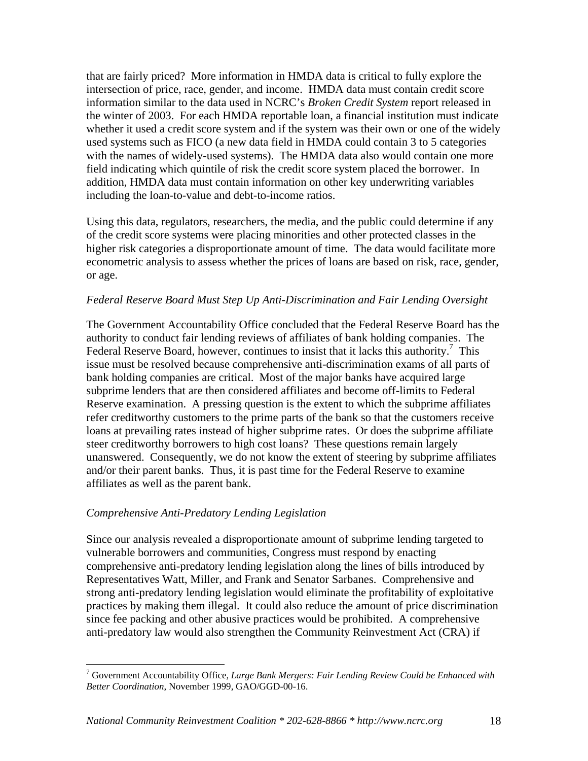that are fairly priced? More information in HMDA data is critical to fully explore the intersection of price, race, gender, and income. HMDA data must contain credit score information similar to the data used in NCRC's *Broken Credit System* report released in the winter of 2003. For each HMDA reportable loan, a financial institution must indicate whether it used a credit score system and if the system was their own or one of the widely used systems such as FICO (a new data field in HMDA could contain 3 to 5 categories with the names of widely-used systems). The HMDA data also would contain one more field indicating which quintile of risk the credit score system placed the borrower. In addition, HMDA data must contain information on other key underwriting variables including the loan-to-value and debt-to-income ratios.

Using this data, regulators, researchers, the media, and the public could determine if any of the credit score systems were placing minorities and other protected classes in the higher risk categories a disproportionate amount of time. The data would facilitate more econometric analysis to assess whether the prices of loans are based on risk, race, gender, or age.

*Federal Reserve Board Must Step Up Anti-Discrimination and Fair Lending Oversight*

The Government Accountability Office concluded that the Federal Reserve Board has the authority to conduct fair lending reviews of affiliates of bank holding companies. The Federal Reserve Board, however, continues to insist that it lacks this authority.[7] This issue must be resolved because comprehensive anti-discrimination exams of all parts of bank holding companies are critical. Most of the major banks have acquired large subprime lenders that are then considered affiliates and become off-limits to Federal Reserve examination. A pressing question is the extent to which the subprime affiliates refer creditworthy customers to the prime parts of the bank so that the customers receive loans at prevailing rates instead of higher subprime rates. Or does the subprime affiliate steer creditworthy borrowers to high cost loans? These questions remain largely unanswered. Consequently, we do not know the extent of steering by subprime affiliates and/or their parent banks. Thus, it is past time for the Federal Reserve to examine affiliates as well as the parent bank.

*Comprehensive Anti-Predatory Lending Legislation*

Since our analysis revealed a disproportionate amount of subprime lending targeted to vulnerable borrowers and communities, Congress must respond by enacting comprehensive anti-predatory lending legislation along the lines of bills introduced by Representatives Watt, Miller, and Frank and Senator Sarbanes. Comprehensive and strong anti-predatory lending legislation would eliminate the profitability of exploitative practices by making them illegal. It could also reduce the amount of price discrimination since fee packing and other abusive practices would be prohibited. A comprehensive anti-predatory law would also strengthen the Community Reinvestment Act (CRA) if

[7] Government Accountability Office, *Large Bank Mergers: Fair Lending Review Could be Enhanced with Better Coordination*, November 1999, GAO/GGD-00-16.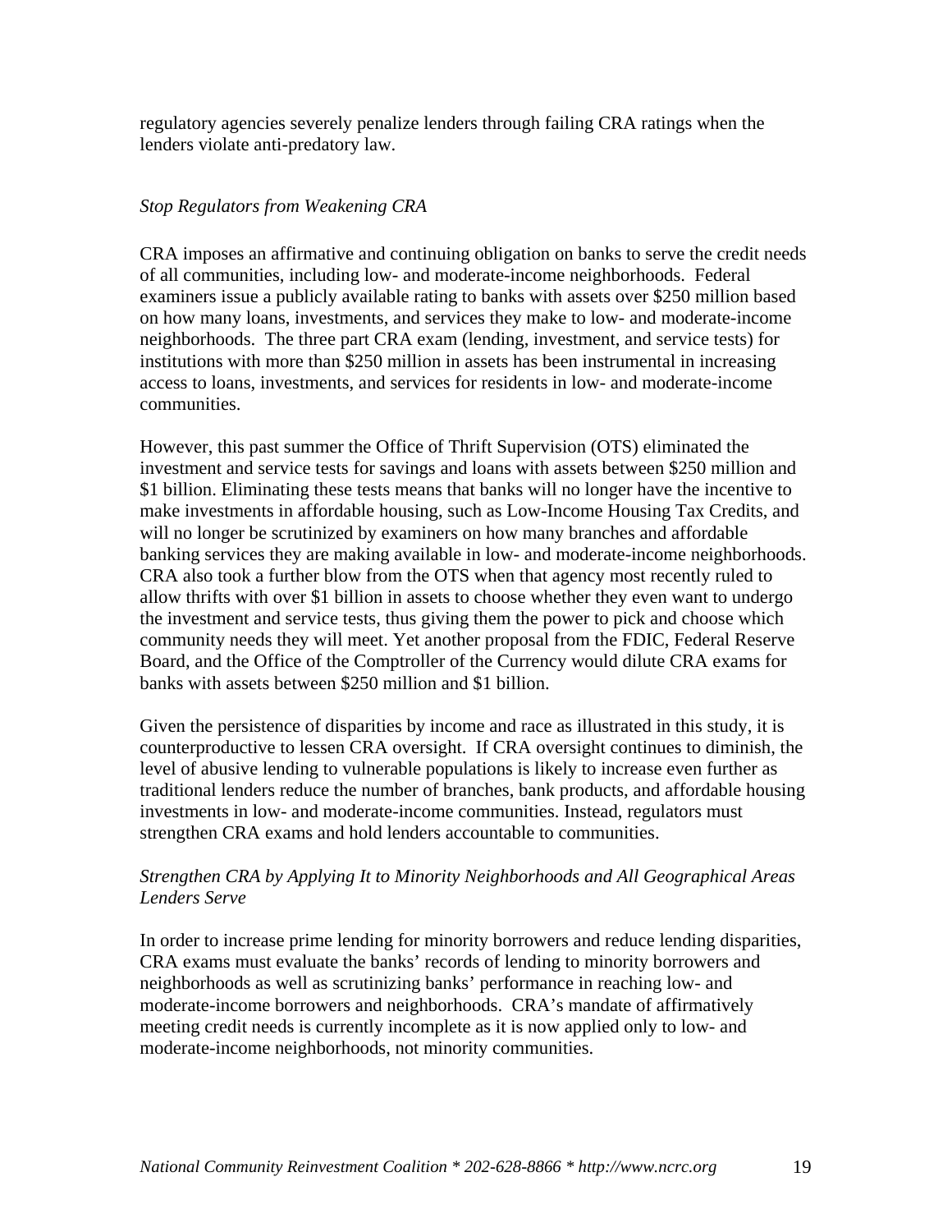regulatory agencies severely penalize lenders through failing CRA ratings when the lenders violate anti-predatory law.

*Stop Regulators from Weakening CRA*

CRA imposes an affirmative and continuing obligation on banks to serve the credit needs of all communities, including low- and moderate-income neighborhoods. Federal examiners issue a publicly available rating to banks with assets over $250 million based on how many loans, investments, and services they make to low- and moderate-income neighborhoods. The three part CRA exam (lending, investment, and service tests) for institutions with more than $250 million in assets has been instrumental in increasing access to loans, investments, and services for residents in low- and moderate-income communities.

However, this past summer the Office of Thrift Supervision (OTS) eliminated the investment and service tests for savings and loans with assets between $250 million and $1 billion. Eliminating these tests means that banks will no longer have the incentive to make investments in affordable housing, such as Low-Income Housing Tax Credits, and will no longer be scrutinized by examiners on how many branches and affordable banking services they are making available in low- and moderate-income neighborhoods. CRA also took a further blow from the OTS when that agency most recently ruled to allow thrifts with over $1 billion in assets to choose whether they even want to undergo the investment and service tests, thus giving them the power to pick and choose which community needs they will meet. Yet another proposal from the FDIC, Federal Reserve Board, and the Office of the Comptroller of the Currency would dilute CRA exams for banks with assets between $250 million and $1 billion.

Given the persistence of disparities by income and race as illustrated in this study, it is counterproductive to lessen CRA oversight. If CRA oversight continues to diminish, the level of abusive lending to vulnerable populations is likely to increase even further as traditional lenders reduce the number of branches, bank products, and affordable housing investments in low- and moderate-income communities. Instead, regulators must strengthen CRA exams and hold lenders accountable to communities.

*Strengthen CRA by Applying It to Minority Neighborhoods and All Geographical Areas Lenders Serve*

In order to increase prime lending for minority borrowers and reduce lending disparities, CRA exams must evaluate the banks' records of lending to minority borrowers and neighborhoods as well as scrutinizing banks' performance in reaching low- and moderate-income borrowers and neighborhoods. CRA's mandate of affirmatively meeting credit needs is currently incomplete as it is now applied only to low- and moderate-income neighborhoods, not minority communities.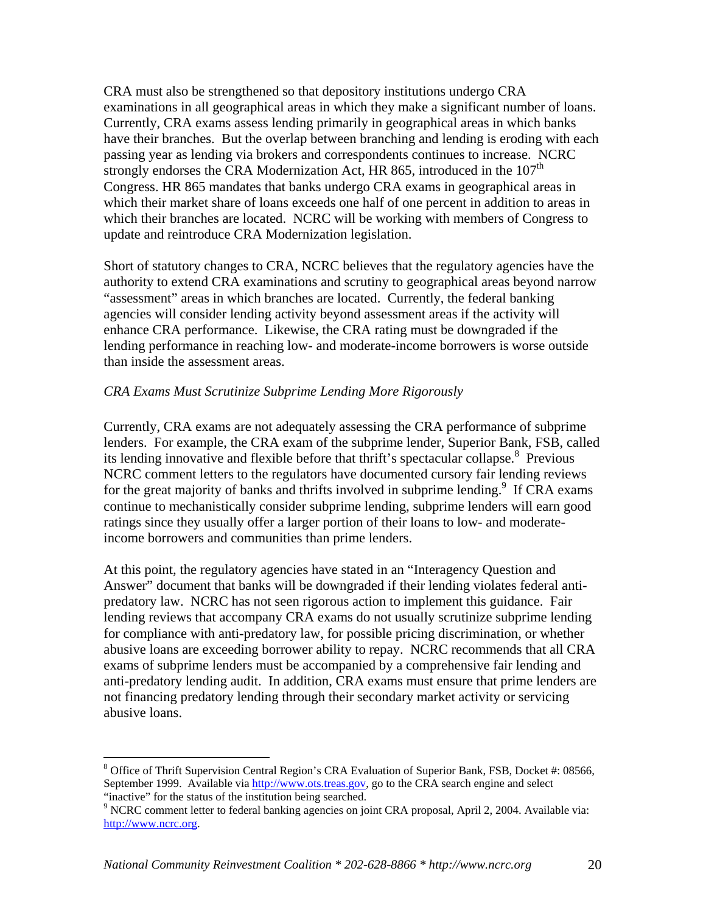CRA must also be strengthened so that depository institutions undergo CRA examinations in all geographical areas in which they make a significant number of loans. Currently, CRA exams assess lending primarily in geographical areas in which banks have their branches. But the overlap between branching and lending is eroding with each passing year as lending via brokers and correspondents continues to increase. NCRC strongly endorses the CRA Modernization Act, HR 865, introduced in the 107th Congress. HR 865 mandates that banks undergo CRA exams in geographical areas in which their market share of loans exceeds one half of one percent in addition to areas in which their branches are located. NCRC will be working with members of Congress to update and reintroduce CRA Modernization legislation.

Short of statutory changes to CRA, NCRC believes that the regulatory agencies have the authority to extend CRA examinations and scrutiny to geographical areas beyond narrow "assessment" areas in which branches are located. Currently, the federal banking agencies will consider lending activity beyond assessment areas if the activity will enhance CRA performance. Likewise, the CRA rating must be downgraded if the lending performance in reaching low- and moderate-income borrowers is worse outside than inside the assessment areas.

*CRA Exams Must Scrutinize Subprime Lending More Rigorously*

Currently, CRA exams are not adequately assessing the CRA performance of subprime lenders. For example, the CRA exam of the subprime lender, Superior Bank, FSB, called its lending innovative and flexible before that thrift's spectacular collapse.[8] Previous NCRC comment letters to the regulators have documented cursory fair lending reviews for the great majority of banks and thrifts involved in subprime lending.[9] If CRA exams continue to mechanistically consider subprime lending, subprime lenders will earn good ratings since they usually offer a larger portion of their loans to low- and moderate-income borrowers and communities than prime lenders.

At this point, the regulatory agencies have stated in an "Interagency Question and Answer" document that banks will be downgraded if their lending violates federal anti-predatory law. NCRC has not seen rigorous action to implement this guidance. Fair lending reviews that accompany CRA exams do not usually scrutinize subprime lending for compliance with anti-predatory law, for possible pricing discrimination, or whether abusive loans are exceeding borrower ability to repay. NCRC recommends that all CRA exams of subprime lenders must be accompanied by a comprehensive fair lending and anti-predatory lending audit. In addition, CRA exams must ensure that prime lenders are not financing predatory lending through their secondary market activity or servicing abusive loans.

---

[8] Office of Thrift Supervision Central Region's CRA Evaluation of Superior Bank, FSB, Docket #: 08566, September 1999. Available via http://www.ots.treas.gov, go to the CRA search engine and select "inactive" for the status of the institution being searched.

[9] NCRC comment letter to federal banking agencies on joint CRA proposal, April 2, 2004. Available via: http://www.ncrc.org.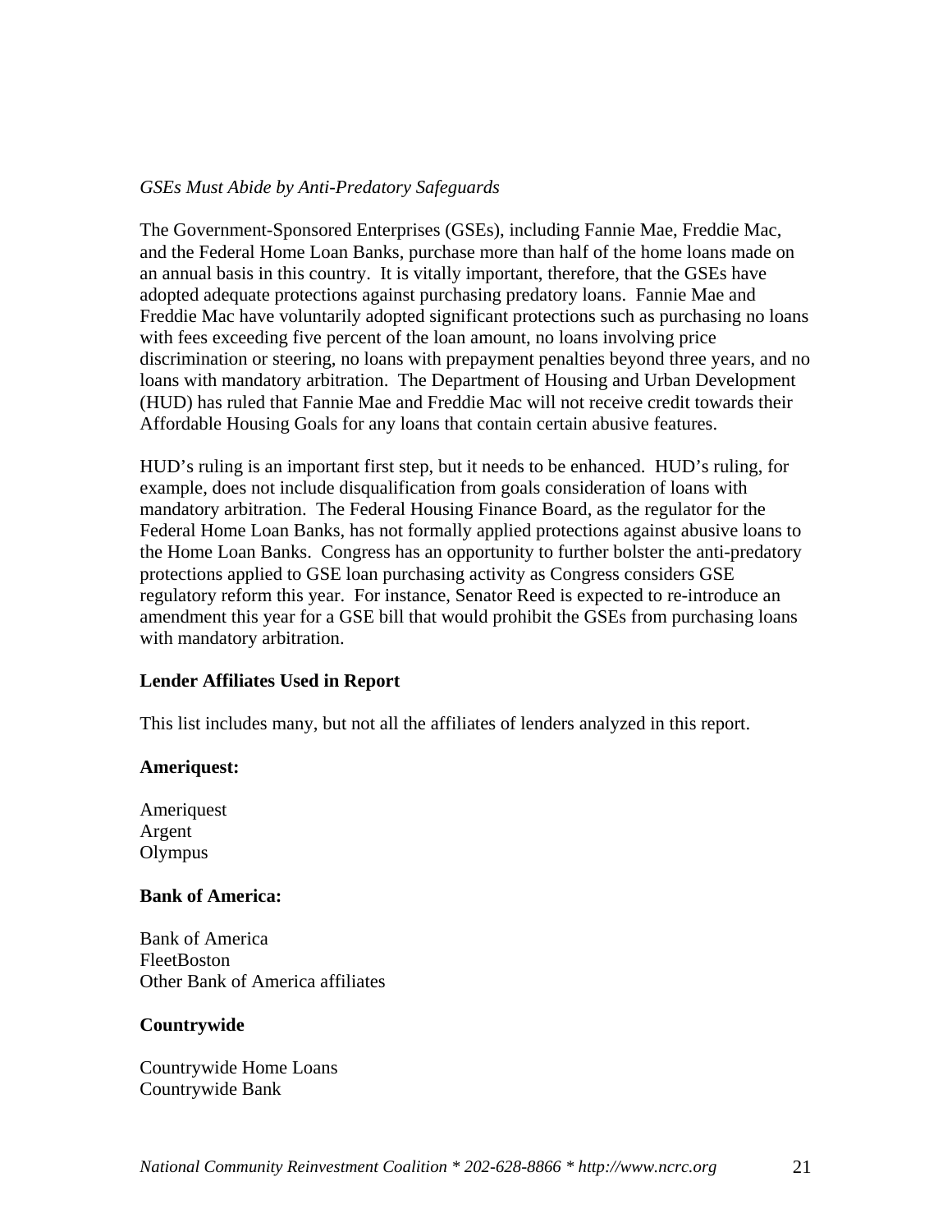*GSEs Must Abide by Anti-Predatory Safeguards*

The Government-Sponsored Enterprises (GSEs), including Fannie Mae, Freddie Mac, and the Federal Home Loan Banks, purchase more than half of the home loans made on an annual basis in this country. It is vitally important, therefore, that the GSEs have adopted adequate protections against purchasing predatory loans. Fannie Mae and Freddie Mac have voluntarily adopted significant protections such as purchasing no loans with fees exceeding five percent of the loan amount, no loans involving price discrimination or steering, no loans with prepayment penalties beyond three years, and no loans with mandatory arbitration. The Department of Housing and Urban Development (HUD) has ruled that Fannie Mae and Freddie Mac will not receive credit towards their Affordable Housing Goals for any loans that contain certain abusive features.

HUD's ruling is an important first step, but it needs to be enhanced. HUD's ruling, for example, does not include disqualification from goals consideration of loans with mandatory arbitration. The Federal Housing Finance Board, as the regulator for the Federal Home Loan Banks, has not formally applied protections against abusive loans to the Home Loan Banks. Congress has an opportunity to further bolster the anti-predatory protections applied to GSE loan purchasing activity as Congress considers GSE regulatory reform this year. For instance, Senator Reed is expected to re-introduce an amendment this year for a GSE bill that would prohibit the GSEs from purchasing loans with mandatory arbitration.

**Lender Affiliates Used in Report**

This list includes many, but not all the affiliates of lenders analyzed in this report.

**Ameriquest:**

Ameriquest
Argent
Olympus

**Bank of America:**

Bank of America
FleetBoston
Other Bank of America affiliates

**Countrywide**

Countrywide Home Loans
Countrywide Bank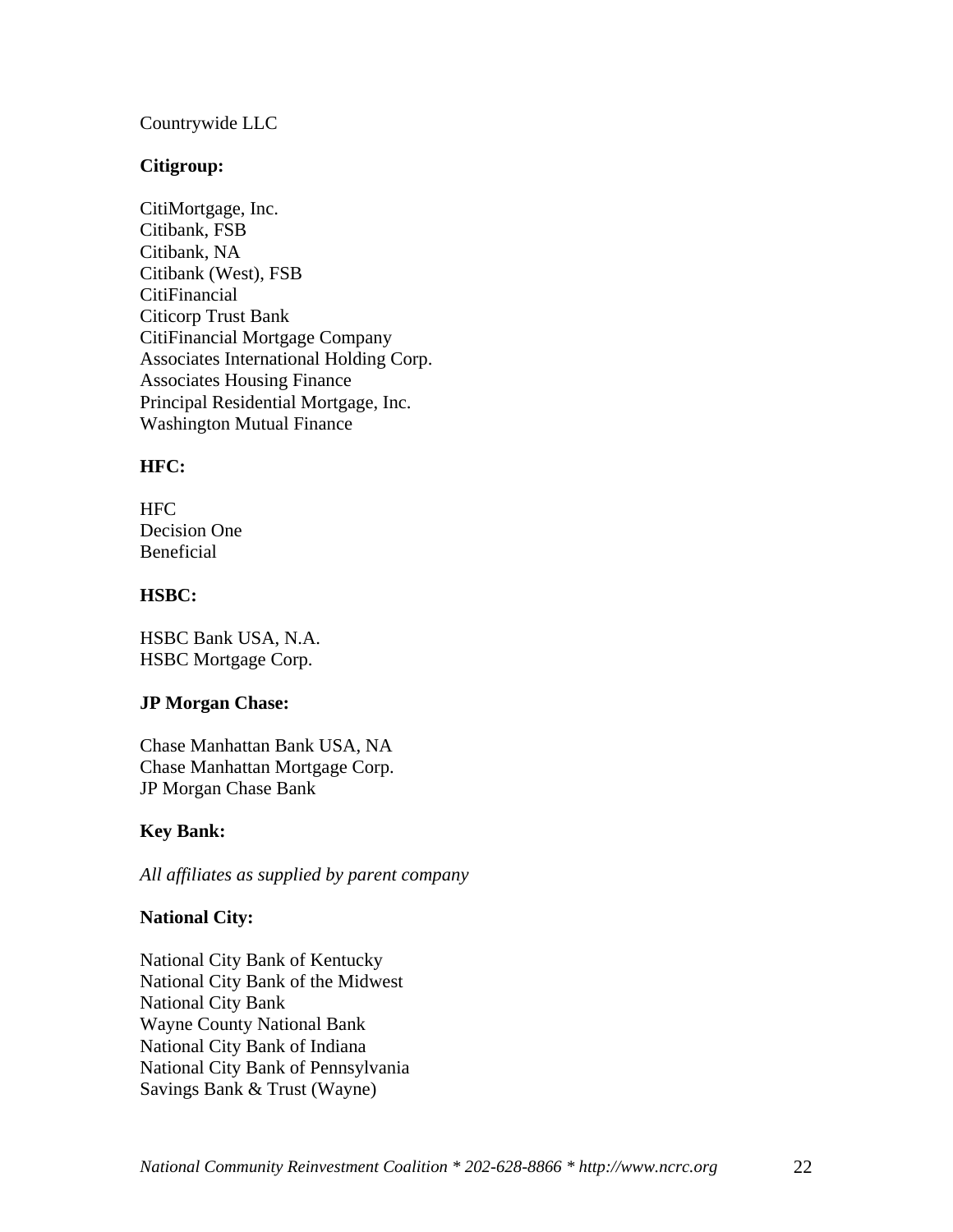Countrywide LLC

**Citigroup:**

CitiMortgage, Inc.
Citibank, FSB
Citibank, NA
Citibank (West), FSB
CitiFinancial
Citicorp Trust Bank
CitiFinancial Mortgage Company
Associates International Holding Corp.
Associates Housing Finance
Principal Residential Mortgage, Inc.
Washington Mutual Finance

**HFC:**

HFC
Decision One
Beneficial

**HSBC:**

HSBC Bank USA, N.A.
HSBC Mortgage Corp.

**JP Morgan Chase:**

Chase Manhattan Bank USA, NA
Chase Manhattan Mortgage Corp.
JP Morgan Chase Bank

**Key Bank:**

*All affiliates as supplied by parent company*

**National City:**

National City Bank of Kentucky
National City Bank of the Midwest
National City Bank
Wayne County National Bank
National City Bank of Indiana
National City Bank of Pennsylvania
Savings Bank & Trust (Wayne)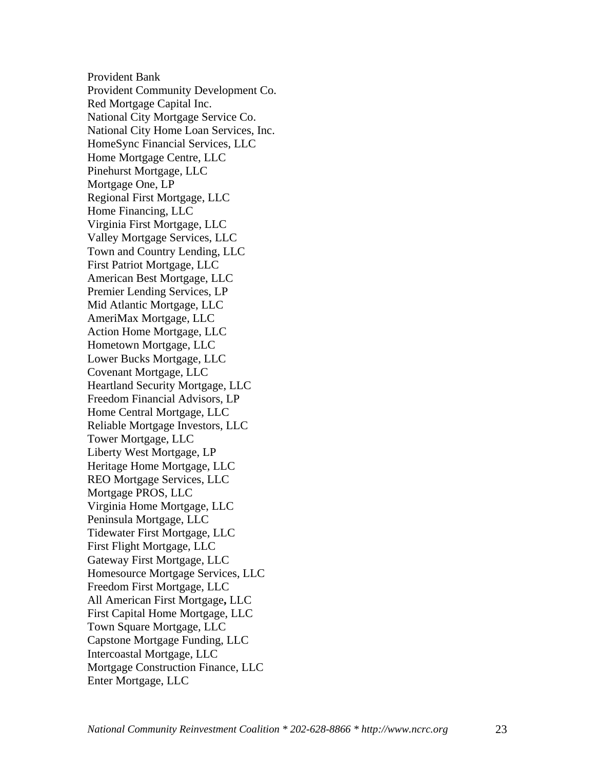Provident Bank
Provident Community Development Co.
Red Mortgage Capital Inc.
National City Mortgage Service Co.
National City Home Loan Services, Inc.
HomeSync Financial Services, LLC
Home Mortgage Centre, LLC
Pinehurst Mortgage, LLC
Mortgage One, LP
Regional First Mortgage, LLC
Home Financing, LLC
Virginia First Mortgage, LLC
Valley Mortgage Services, LLC
Town and Country Lending, LLC
First Patriot Mortgage, LLC
American Best Mortgage, LLC
Premier Lending Services, LP
Mid Atlantic Mortgage, LLC
AmeriMax Mortgage, LLC
Action Home Mortgage, LLC
Hometown Mortgage, LLC
Lower Bucks Mortgage, LLC
Covenant Mortgage, LLC
Heartland Security Mortgage, LLC
Freedom Financial Advisors, LP
Home Central Mortgage, LLC
Reliable Mortgage Investors, LLC
Tower Mortgage, LLC
Liberty West Mortgage, LP
Heritage Home Mortgage, LLC
REO Mortgage Services, LLC
Mortgage PROS, LLC
Virginia Home Mortgage, LLC
Peninsula Mortgage, LLC
Tidewater First Mortgage, LLC
First Flight Mortgage, LLC
Gateway First Mortgage, LLC
Homesource Mortgage Services, LLC
Freedom First Mortgage, LLC
All American First Mortgage, LLC
First Capital Home Mortgage, LLC
Town Square Mortgage, LLC
Capstone Mortgage Funding, LLC
Intercoastal Mortgage, LLC
Mortgage Construction Finance, LLC
Enter Mortgage, LLC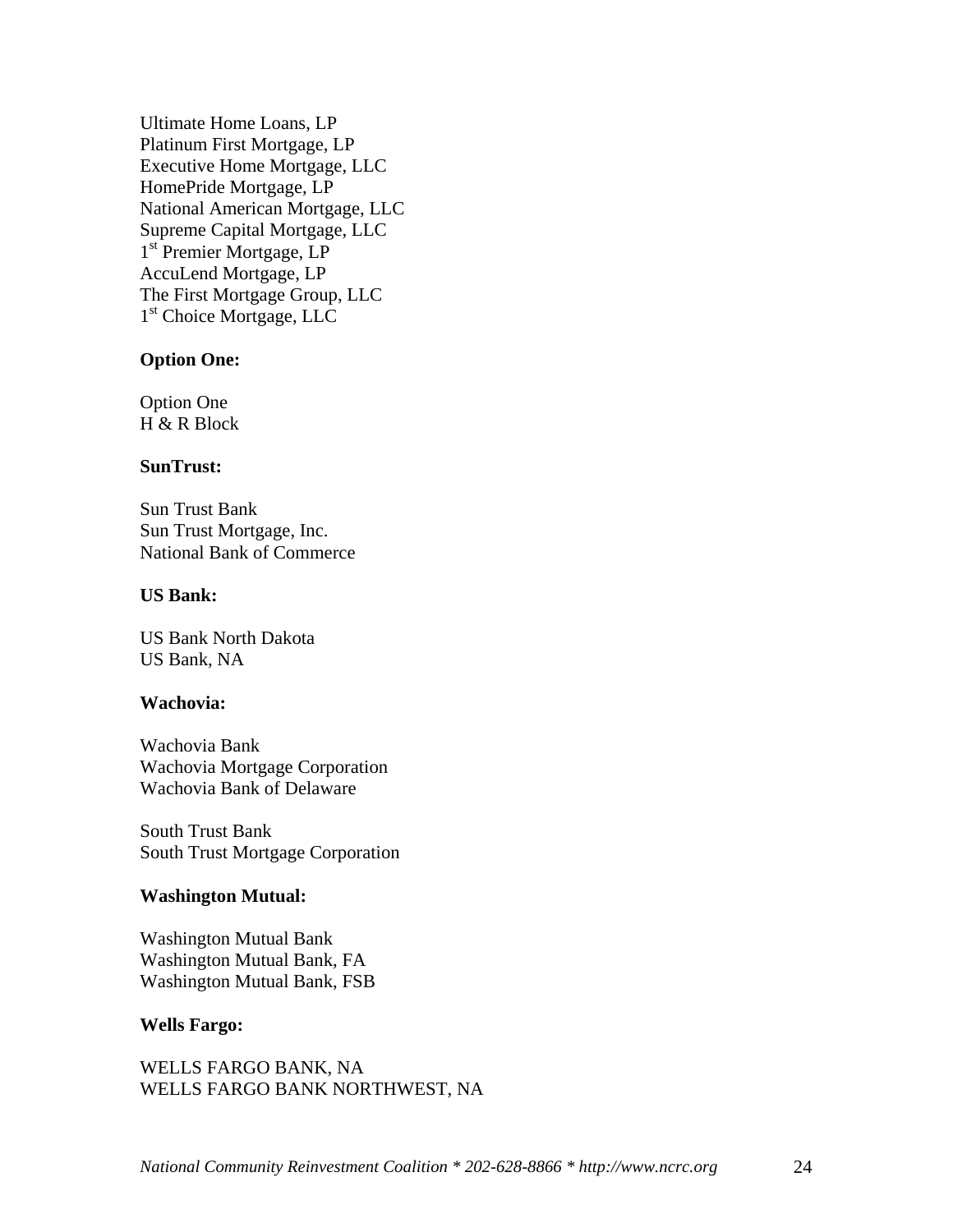Ultimate Home Loans, LP
Platinum First Mortgage, LP
Executive Home Mortgage, LLC
HomePride Mortgage, LP
National American Mortgage, LLC
Supreme Capital Mortgage, LLC
1st Premier Mortgage, LP
AccuLend Mortgage, LP
The First Mortgage Group, LLC
1st Choice Mortgage, LLC

**Option One:**

Option One
H & R Block

**SunTrust:**

Sun Trust Bank
Sun Trust Mortgage, Inc.
National Bank of Commerce

**US Bank:**

US Bank North Dakota
US Bank, NA

**Wachovia:**

Wachovia Bank
Wachovia Mortgage Corporation
Wachovia Bank of Delaware

South Trust Bank
South Trust Mortgage Corporation

**Washington Mutual:**

Washington Mutual Bank
Washington Mutual Bank, FA
Washington Mutual Bank, FSB

**Wells Fargo:**

WELLS FARGO BANK, NA
WELLS FARGO BANK NORTHWEST, NA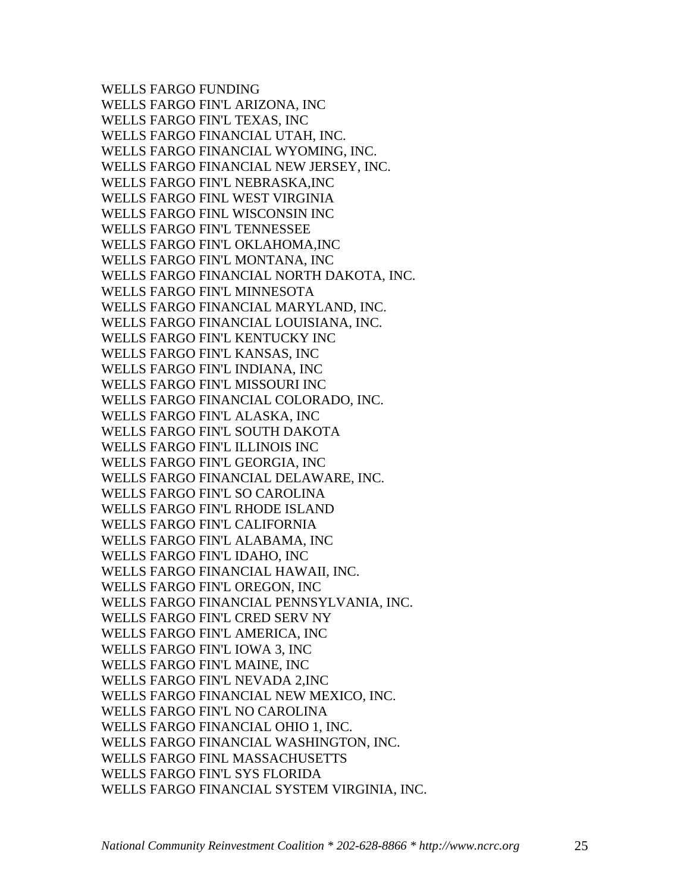WELLS FARGO FUNDING
WELLS FARGO FIN'L ARIZONA, INC
WELLS FARGO FIN'L TEXAS, INC
WELLS FARGO FINANCIAL UTAH, INC.
WELLS FARGO FINANCIAL WYOMING, INC.
WELLS FARGO FINANCIAL NEW JERSEY, INC.
WELLS FARGO FIN'L NEBRASKA,INC
WELLS FARGO FINL WEST VIRGINIA
WELLS FARGO FINL WISCONSIN INC
WELLS FARGO FIN'L TENNESSEE
WELLS FARGO FIN'L OKLAHOMA,INC
WELLS FARGO FIN'L MONTANA, INC
WELLS FARGO FINANCIAL NORTH DAKOTA, INC.
WELLS FARGO FIN'L MINNESOTA
WELLS FARGO FINANCIAL MARYLAND, INC.
WELLS FARGO FINANCIAL LOUISIANA, INC.
WELLS FARGO FIN'L KENTUCKY INC
WELLS FARGO FIN'L KANSAS, INC
WELLS FARGO FIN'L INDIANA, INC
WELLS FARGO FIN'L MISSOURI INC
WELLS FARGO FINANCIAL COLORADO, INC.
WELLS FARGO FIN'L ALASKA, INC
WELLS FARGO FIN'L SOUTH DAKOTA
WELLS FARGO FIN'L ILLINOIS INC
WELLS FARGO FIN'L GEORGIA, INC
WELLS FARGO FINANCIAL DELAWARE, INC.
WELLS FARGO FIN'L SO CAROLINA
WELLS FARGO FIN'L RHODE ISLAND
WELLS FARGO FIN'L CALIFORNIA
WELLS FARGO FIN'L ALABAMA, INC
WELLS FARGO FIN'L IDAHO, INC
WELLS FARGO FINANCIAL HAWAII, INC.
WELLS FARGO FIN'L OREGON, INC
WELLS FARGO FINANCIAL PENNSYLVANIA, INC.
WELLS FARGO FIN'L CRED SERV NY
WELLS FARGO FIN'L AMERICA, INC
WELLS FARGO FIN'L IOWA 3, INC
WELLS FARGO FIN'L MAINE, INC
WELLS FARGO FIN'L NEVADA 2,INC
WELLS FARGO FINANCIAL NEW MEXICO, INC.
WELLS FARGO FIN'L NO CAROLINA
WELLS FARGO FINANCIAL OHIO 1, INC.
WELLS FARGO FINANCIAL WASHINGTON, INC.
WELLS FARGO FINL MASSACHUSETTS
WELLS FARGO FIN'L SYS FLORIDA
WELLS FARGO FINANCIAL SYSTEM VIRGINIA, INC.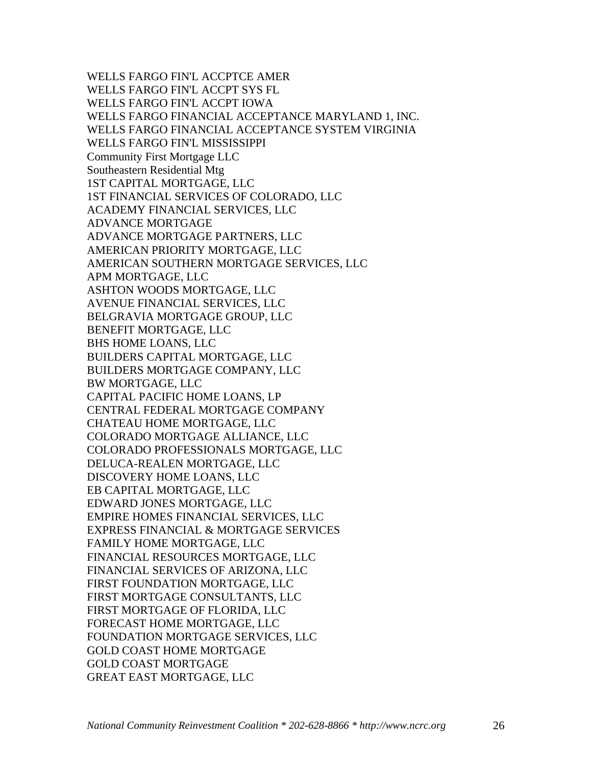WELLS FARGO FIN'L ACCPTCE AMER
WELLS FARGO FIN'L ACCPT SYS FL
WELLS FARGO FIN'L ACCPT IOWA
WELLS FARGO FINANCIAL ACCEPTANCE MARYLAND 1, INC.
WELLS FARGO FINANCIAL ACCEPTANCE SYSTEM VIRGINIA
WELLS FARGO FIN'L MISSISSIPPI
Community First Mortgage LLC
Southeastern Residential Mtg
1ST CAPITAL MORTGAGE, LLC
1ST FINANCIAL SERVICES OF COLORADO, LLC
ACADEMY FINANCIAL SERVICES, LLC
ADVANCE MORTGAGE
ADVANCE MORTGAGE PARTNERS, LLC
AMERICAN PRIORITY MORTGAGE, LLC
AMERICAN SOUTHERN MORTGAGE SERVICES, LLC
APM MORTGAGE, LLC
ASHTON WOODS MORTGAGE, LLC
AVENUE FINANCIAL SERVICES, LLC
BELGRAVIA MORTGAGE GROUP, LLC
BENEFIT MORTGAGE, LLC
BHS HOME LOANS, LLC
BUILDERS CAPITAL MORTGAGE, LLC
BUILDERS MORTGAGE COMPANY, LLC
BW MORTGAGE, LLC
CAPITAL PACIFIC HOME LOANS, LP
CENTRAL FEDERAL MORTGAGE COMPANY
CHATEAU HOME MORTGAGE, LLC
COLORADO MORTGAGE ALLIANCE, LLC
COLORADO PROFESSIONALS MORTGAGE, LLC
DELUCA-REALEN MORTGAGE, LLC
DISCOVERY HOME LOANS, LLC
EB CAPITAL MORTGAGE, LLC
EDWARD JONES MORTGAGE, LLC
EMPIRE HOMES FINANCIAL SERVICES, LLC
EXPRESS FINANCIAL & MORTGAGE SERVICES
FAMILY HOME MORTGAGE, LLC
FINANCIAL RESOURCES MORTGAGE, LLC
FINANCIAL SERVICES OF ARIZONA, LLC
FIRST FOUNDATION MORTGAGE, LLC
FIRST MORTGAGE CONSULTANTS, LLC
FIRST MORTGAGE OF FLORIDA, LLC
FORECAST HOME MORTGAGE, LLC
FOUNDATION MORTGAGE SERVICES, LLC
GOLD COAST HOME MORTGAGE
GOLD COAST MORTGAGE
GREAT EAST MORTGAGE, LLC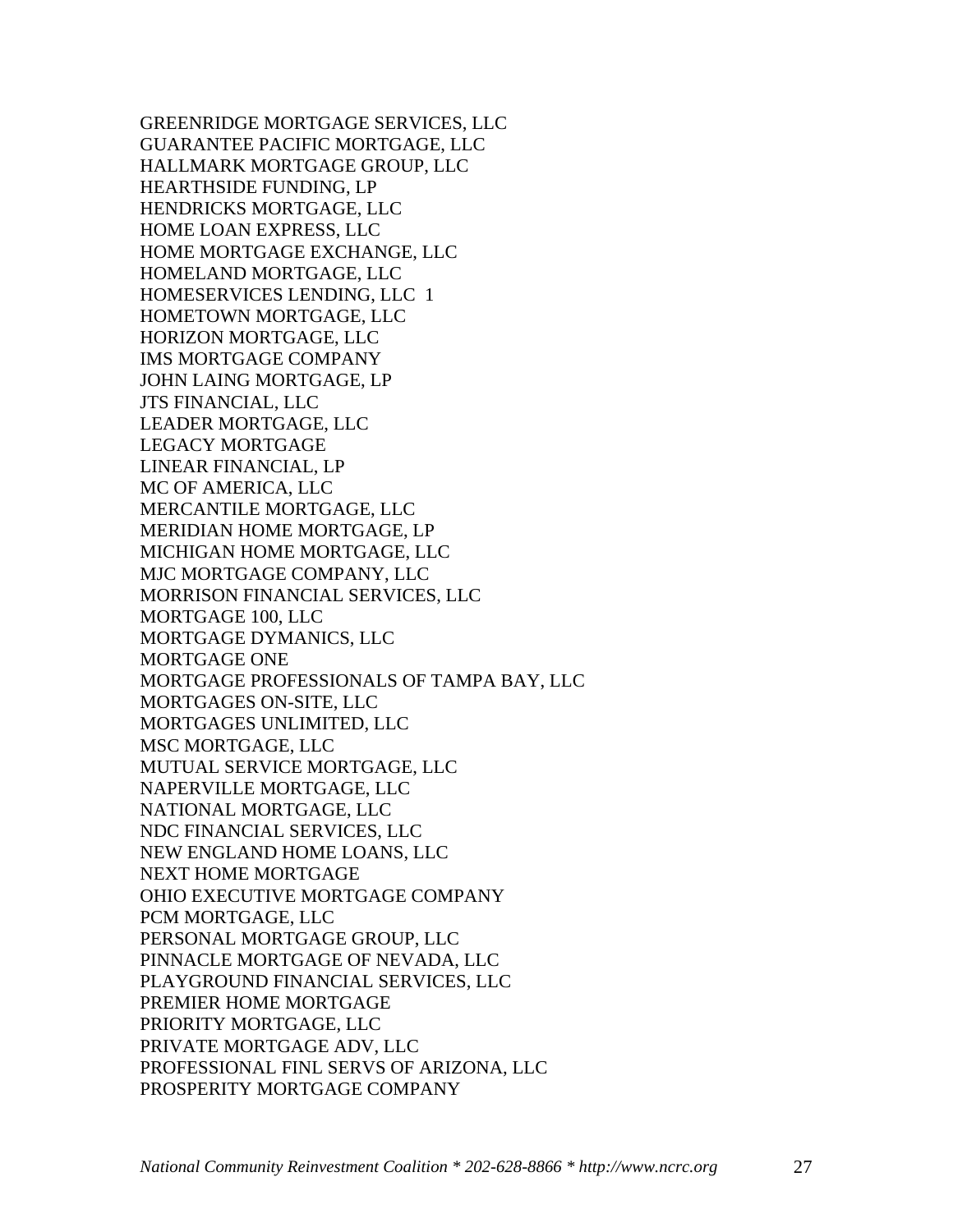GREENRIDGE MORTGAGE SERVICES, LLC
GUARANTEE PACIFIC MORTGAGE, LLC
HALLMARK MORTGAGE GROUP, LLC
HEARTHSIDE FUNDING, LP
HENDRICKS MORTGAGE, LLC
HOME LOAN EXPRESS, LLC
HOME MORTGAGE EXCHANGE, LLC
HOMELAND MORTGAGE, LLC
HOMESERVICES LENDING, LLC 1
HOMETOWN MORTGAGE, LLC
HORIZON MORTGAGE, LLC
IMS MORTGAGE COMPANY
JOHN LAING MORTGAGE, LP
JTS FINANCIAL, LLC
LEADER MORTGAGE, LLC
LEGACY MORTGAGE
LINEAR FINANCIAL, LP
MC OF AMERICA, LLC
MERCANTILE MORTGAGE, LLC
MERIDIAN HOME MORTGAGE, LP
MICHIGAN HOME MORTGAGE, LLC
MJC MORTGAGE COMPANY, LLC
MORRISON FINANCIAL SERVICES, LLC
MORTGAGE 100, LLC
MORTGAGE DYMANICS, LLC
MORTGAGE ONE
MORTGAGE PROFESSIONALS OF TAMPA BAY, LLC
MORTGAGES ON-SITE, LLC
MORTGAGES UNLIMITED, LLC
MSC MORTGAGE, LLC
MUTUAL SERVICE MORTGAGE, LLC
NAPERVILLE MORTGAGE, LLC
NATIONAL MORTGAGE, LLC
NDC FINANCIAL SERVICES, LLC
NEW ENGLAND HOME LOANS, LLC
NEXT HOME MORTGAGE
OHIO EXECUTIVE MORTGAGE COMPANY
PCM MORTGAGE, LLC
PERSONAL MORTGAGE GROUP, LLC
PINNACLE MORTGAGE OF NEVADA, LLC
PLAYGROUND FINANCIAL SERVICES, LLC
PREMIER HOME MORTGAGE
PRIORITY MORTGAGE, LLC
PRIVATE MORTGAGE ADV, LLC
PROFESSIONAL FINL SERVS OF ARIZONA, LLC
PROSPERITY MORTGAGE COMPANY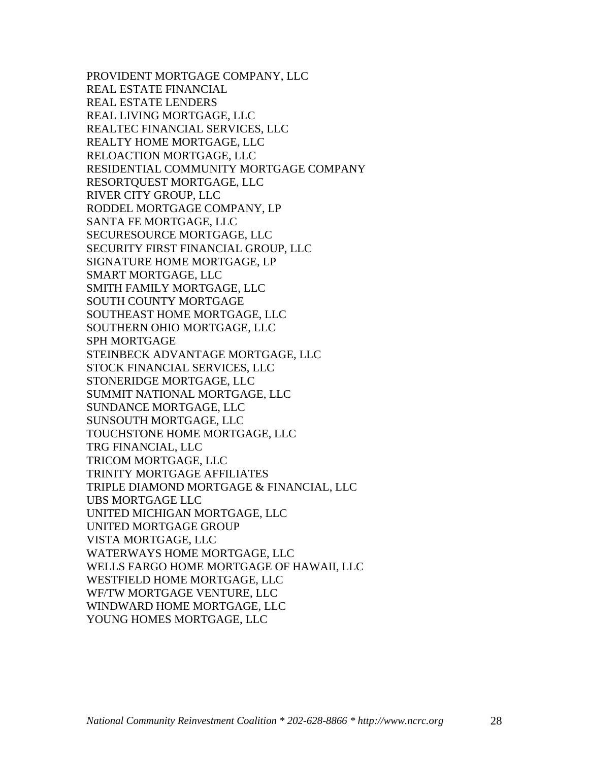PROVIDENT MORTGAGE COMPANY, LLC
REAL ESTATE FINANCIAL
REAL ESTATE LENDERS
REAL LIVING MORTGAGE, LLC
REALTEC FINANCIAL SERVICES, LLC
REALTY HOME MORTGAGE, LLC
RELOACTION MORTGAGE, LLC
RESIDENTIAL COMMUNITY MORTGAGE COMPANY
RESORTQUEST MORTGAGE, LLC
RIVER CITY GROUP, LLC
RODDEL MORTGAGE COMPANY, LP
SANTA FE MORTGAGE, LLC
SECURESOURCE MORTGAGE, LLC
SECURITY FIRST FINANCIAL GROUP, LLC
SIGNATURE HOME MORTGAGE, LP
SMART MORTGAGE, LLC
SMITH FAMILY MORTGAGE, LLC
SOUTH COUNTY MORTGAGE
SOUTHEAST HOME MORTGAGE, LLC
SOUTHERN OHIO MORTGAGE, LLC
SPH MORTGAGE
STEINBECK ADVANTAGE MORTGAGE, LLC
STOCK FINANCIAL SERVICES, LLC
STONERIDGE MORTGAGE, LLC
SUMMIT NATIONAL MORTGAGE, LLC
SUNDANCE MORTGAGE, LLC
SUNSOUTH MORTGAGE, LLC
TOUCHSTONE HOME MORTGAGE, LLC
TRG FINANCIAL, LLC
TRICOM MORTGAGE, LLC
TRINITY MORTGAGE AFFILIATES
TRIPLE DIAMOND MORTGAGE & FINANCIAL, LLC
UBS MORTGAGE LLC
UNITED MICHIGAN MORTGAGE, LLC
UNITED MORTGAGE GROUP
VISTA MORTGAGE, LLC
WATERWAYS HOME MORTGAGE, LLC
WELLS FARGO HOME MORTGAGE OF HAWAII, LLC
WESTFIELD HOME MORTGAGE, LLC
WF/TW MORTGAGE VENTURE, LLC
WINDWARD HOME MORTGAGE, LLC
YOUNG HOMES MORTGAGE, LLC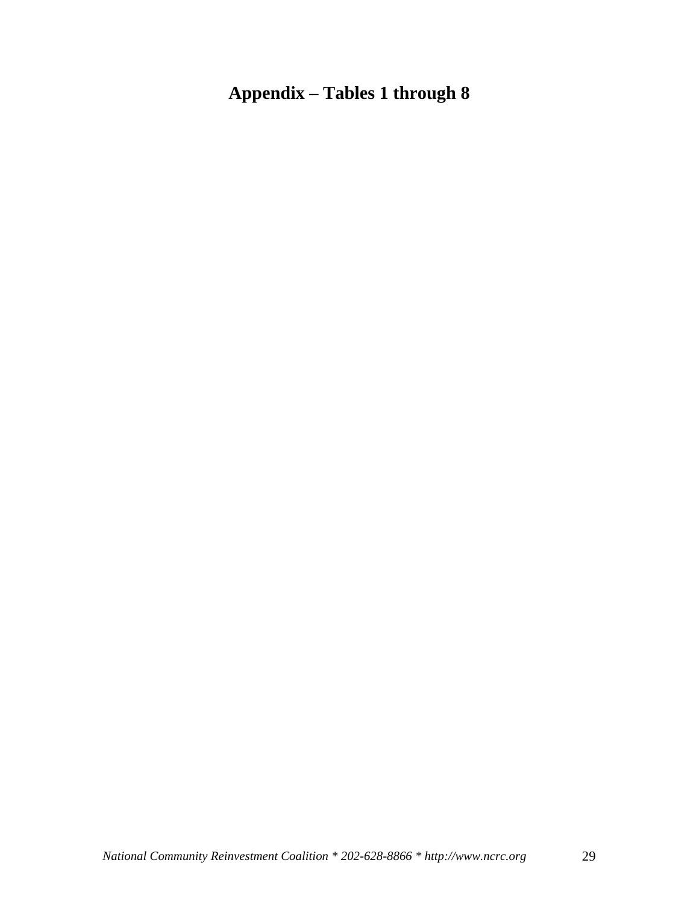# Appendix – Tables 1 through 8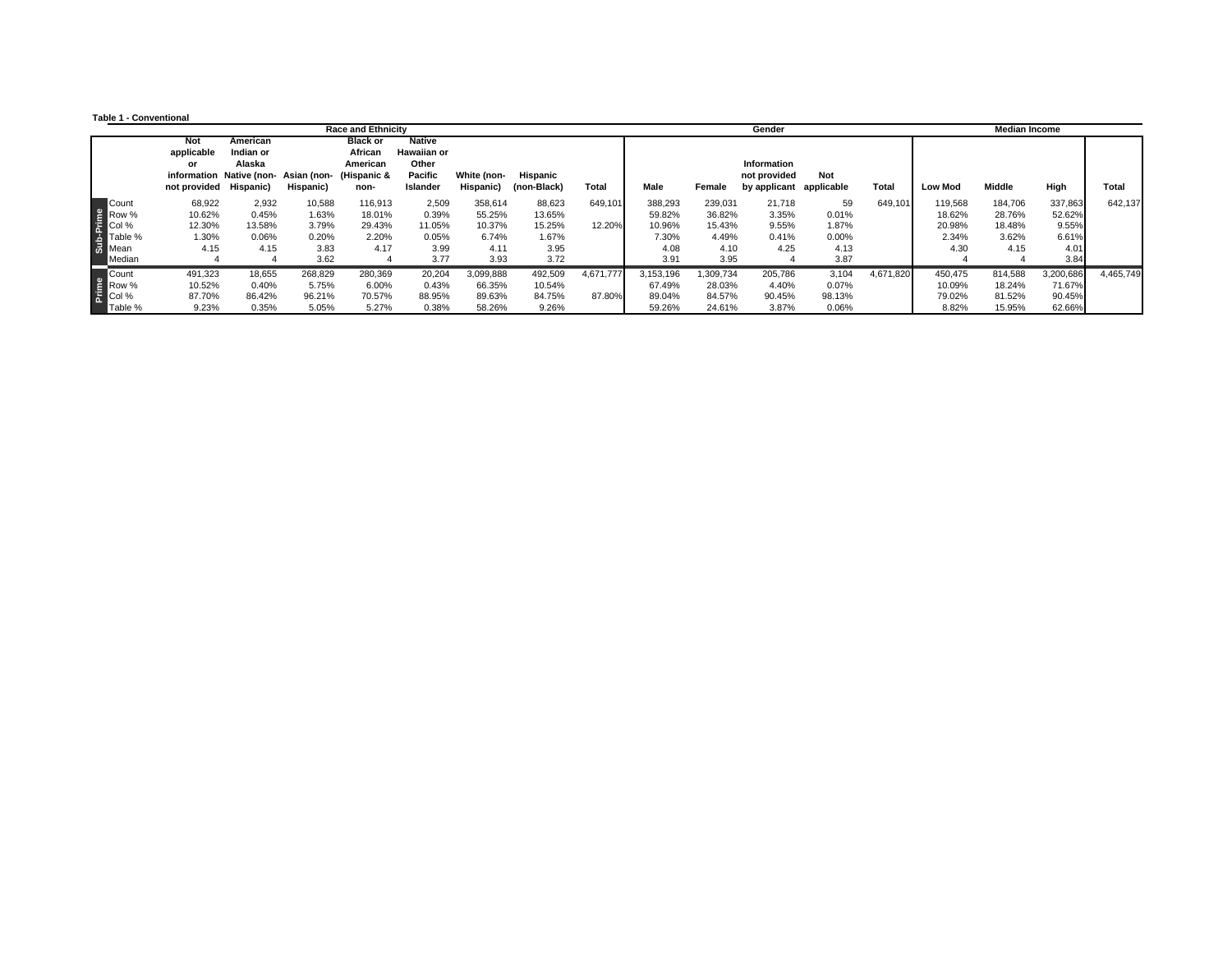**Table 1 - Conventional**

| | | Race and Ethnicity | | | | | | | | Gender | | | | | Median Income | | | |
|---|---|---|---|---|---|---|---|---|---|---|---|---|---|---|---|---|---|---|
| | | Not applicable or information not provided | American Indian or Alaska Native (non-Hispanic) | Asian (non-Hispanic) | Black or African American (Hispanic & non- | Native Hawaiian or Other Pacific Islander | White (non-Hispanic) | Hispanic (non-Black) | Total | Male | Female | Information not provided by applicant | Not applicable | Total | Low Mod | Middle | High | Total |
| Sub-Prime | Count | 68,922 | 2,932 | 10,588 | 116,913 | 2,509 | 358,614 | 88,623 | 649,101 | 388,293 | 239,031 | 21,718 | 59 | 649,101 | 119,568 | 184,706 | 337,863 | 642,137 |
| | Row % | 10.62% | 0.45% | 1.63% | 18.01% | 0.39% | 55.25% | 13.65% | | 59.82% | 36.82% | 3.35% | 0.01% | | 18.62% | 28.76% | 52.62% | |
| | Col % | 12.30% | 13.58% | 3.79% | 29.43% | 11.05% | 10.37% | 15.25% | 12.20% | 10.96% | 15.43% | 9.55% | 1.87% | | 20.98% | 18.48% | 9.55% | |
| | Table % | 1.30% | 0.06% | 0.20% | 2.20% | 0.05% | 6.74% | 1.67% | | 7.30% | 4.49% | 0.41% | 0.00% | | 2.34% | 3.62% | 6.61% | |
| | Mean | 4.15 | 4.15 | 3.83 | 4.17 | 3.99 | 4.11 | 3.95 | | 4.08 | 4.10 | 4.25 | 4.13 | | 4.30 | 4.15 | 4.01 | |
| | Median | 4 | 4 | 3.62 | 4 | 3.77 | 3.93 | 3.72 | | 3.91 | 3.95 | 4 | 3.87 | | 4 | 4 | 3.84 | |
| Prime | Count | 491,323 | 18,655 | 268,829 | 280,369 | 20,204 | 3,099,888 | 492,509 | 4,671,777 | 3,153,196 | 1,309,734 | 205,786 | 3,104 | 4,671,820 | 450,475 | 814,588 | 3,200,686 | 4,465,749 |
| | Row % | 10.52% | 0.40% | 5.75% | 6.00% | 0.43% | 66.35% | 10.54% | | 67.49% | 28.03% | 4.40% | 0.07% | | 10.09% | 18.24% | 71.67% | |
| | Col % | 87.70% | 86.42% | 96.21% | 70.57% | 88.95% | 89.63% | 84.75% | 87.80% | 89.04% | 84.57% | 90.45% | 98.13% | | 79.02% | 81.52% | 90.45% | |
| | Table % | 9.23% | 0.35% | 5.05% | 5.27% | 0.38% | 58.26% | 9.26% | | 59.26% | 24.61% | 3.87% | 0.06% | | 8.82% | 15.95% | 62.66% | |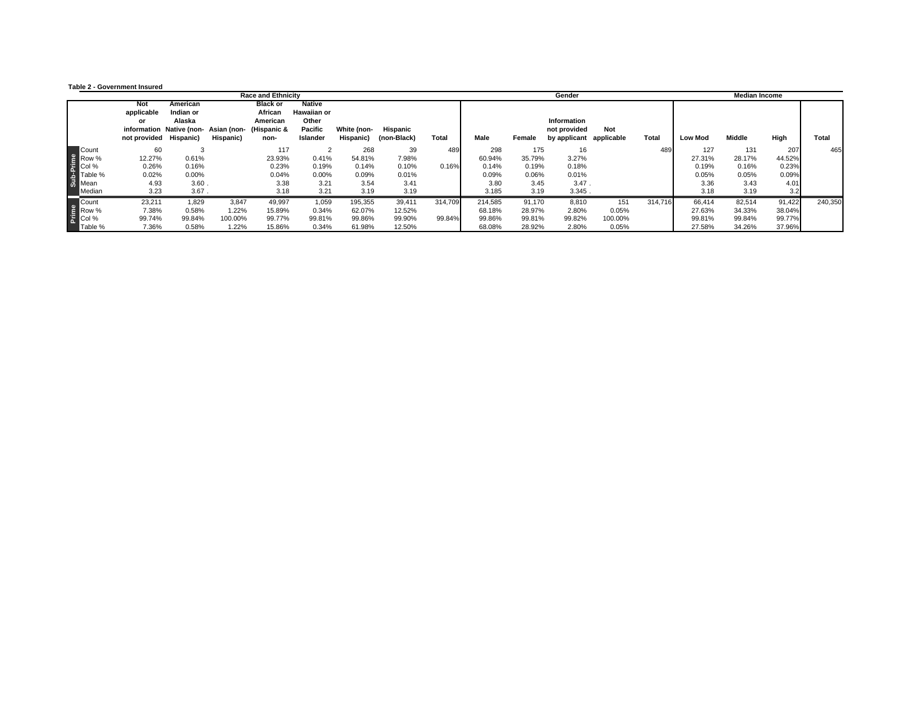**Table 2 - Government Insured**

| | | Race and Ethnicity | | | | | | | | Gender | | | | | Median Income | | | |
|---|---|---|---|---|---|---|---|---|---|---|---|---|---|---|---|---|---|---|
| | | Not applicable or information not provided | American Indian or Alaska Native (non-Hispanic) | Asian (non-Hispanic) | Black or African American (Hispanic & non- | Native Hawaiian or Other Pacific Islander | White (non-Hispanic) | Hispanic (non-Black) | Total | Male | Female | Information not provided by applicant | Not applicable | Total | Low Mod | Middle | High | Total |
| Sub-Prime | Count | 60 | 3 | | 117 | 2 | 268 | 39 | 489 | 298 | 175 | 16 | | 489 | 127 | 131 | 207 | 465 |
| | Row % | 12.27% | 0.61% | | 23.93% | 0.41% | 54.81% | 7.98% | | 60.94% | 35.79% | 3.27% | | | 27.31% | 28.17% | 44.52% | |
| | Col % | 0.26% | 0.16% | | 0.23% | 0.19% | 0.14% | 0.10% | 0.16% | 0.14% | 0.19% | 0.18% | | | 0.19% | 0.16% | 0.23% | |
| | Table % | 0.02% | 0.00% | | 0.04% | 0.00% | 0.09% | 0.01% | | 0.09% | 0.06% | 0.01% | | | 0.05% | 0.05% | 0.09% | |
| | Mean | 4.93 | 3.60 | . | 3.38 | 3.21 | 3.54 | 3.41 | | 3.80 | 3.45 | 3.47 | . | | 3.36 | 3.43 | 4.01 | |
| | Median | 3.23 | 3.67 | . | 3.18 | 3.21 | 3.19 | 3.19 | | 3.185 | 3.19 | 3.345 | . | | 3.18 | 3.19 | 3.2 | |
| Prime | Count | 23,211 | 1,829 | 3,847 | 49,997 | 1,059 | 195,355 | 39,411 | 314,709 | 214,585 | 91,170 | 8,810 | 151 | 314,716 | 66,414 | 82,514 | 91,422 | 240,350 |
| | Row % | 7.38% | 0.58% | 1.22% | 15.89% | 0.34% | 62.07% | 12.52% | | 68.18% | 28.97% | 2.80% | 0.05% | | 27.63% | 34.33% | 38.04% | |
| | Col % | 99.74% | 99.84% | 100.00% | 99.77% | 99.81% | 99.86% | 99.90% | 99.84% | 99.86% | 99.81% | 99.82% | 100.00% | | 99.81% | 99.84% | 99.77% | |
| | Table % | 7.36% | 0.58% | 1.22% | 15.86% | 0.34% | 61.98% | 12.50% | | 68.08% | 28.92% | 2.80% | 0.05% | | 27.58% | 34.26% | 37.96% | |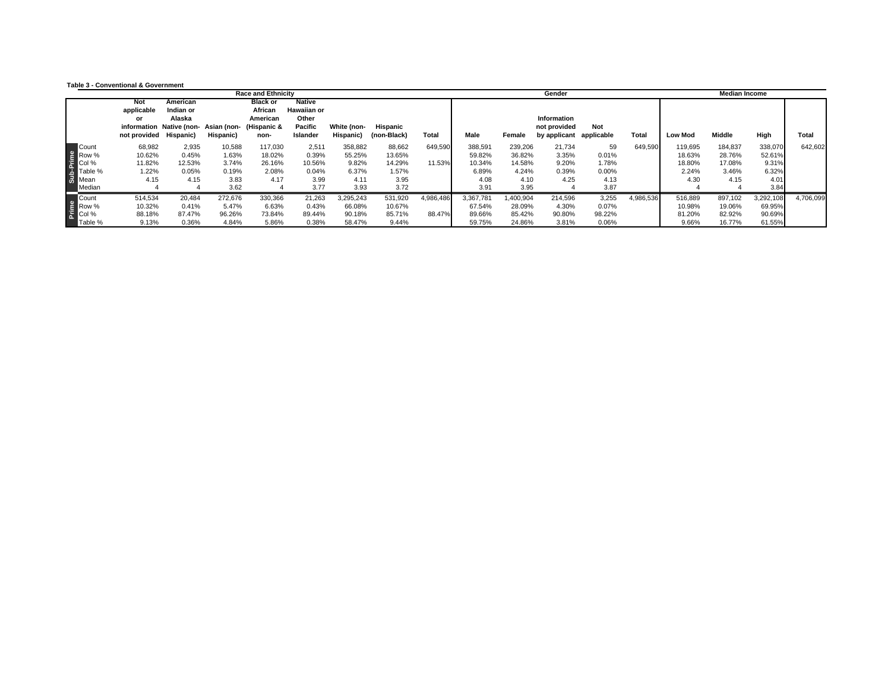**Table 3 - Conventional & Government**

| | | Race and Ethnicity | | | | | | | | Gender | | | | | Median Income | | | |
|---|---|---|---|---|---|---|---|---|---|---|---|---|---|---|---|---|---|---|
| | | Not applicable or information not provided | American Indian or Alaska Native (non-Hispanic) | Asian (non-Hispanic) | Black or African American (Hispanic & non- | Native Hawaiian or Other Pacific Islander | White (non-Hispanic) | Hispanic (non-Black) | Total | Male | Female | Information not provided by applicant | Not applicable | Total | Low Mod | Middle | High | Total |
| Sub-Prime | Count | 68,982 | 2,935 | 10,588 | 117,030 | 2,511 | 358,882 | 88,662 | 649,590 | 388,591 | 239,206 | 21,734 | 59 | 649,590 | 119,695 | 184,837 | 338,070 | 642,602 |
| | Row % | 10.62% | 0.45% | 1.63% | 18.02% | 0.39% | 55.25% | 13.65% | | 59.82% | 36.82% | 3.35% | 0.01% | | 18.63% | 28.76% | 52.61% | |
| | Col % | 11.82% | 12.53% | 3.74% | 26.16% | 10.56% | 9.82% | 14.29% | 11.53% | 10.34% | 14.58% | 9.20% | 1.78% | | 18.80% | 17.08% | 9.31% | |
| | Table % | 1.22% | 0.05% | 0.19% | 2.08% | 0.04% | 6.37% | 1.57% | | 6.89% | 4.24% | 0.39% | 0.00% | | 2.24% | 3.46% | 6.32% | |
| | Mean | 4.15 | 4.15 | 3.83 | 4.17 | 3.99 | 4.11 | 3.95 | | 4.08 | 4.10 | 4.25 | 4.13 | | 4.30 | 4.15 | 4.01 | |
| | Median | 4 | 4 | 3.62 | 4 | 3.77 | 3.93 | 3.72 | | 3.91 | 3.95 | 4 | 3.87 | | 4 | 4 | 3.84 | |
| Prime | Count | 514,534 | 20,484 | 272,676 | 330,366 | 21,263 | 3,295,243 | 531,920 | 4,986,486 | 3,367,781 | 1,400,904 | 214,596 | 3,255 | 4,986,536 | 516,889 | 897,102 | 3,292,108 | 4,706,099 |
| | Row % | 10.32% | 0.41% | 5.47% | 6.63% | 0.43% | 66.08% | 10.67% | | 67.54% | 28.09% | 4.30% | 0.07% | | 10.98% | 19.06% | 69.95% | |
| | Col % | 88.18% | 87.47% | 96.26% | 73.84% | 89.44% | 90.18% | 85.71% | 88.47% | 89.66% | 85.42% | 90.80% | 98.22% | | 81.20% | 82.92% | 90.69% | |
| | Table % | 9.13% | 0.36% | 4.84% | 5.86% | 0.38% | 58.47% | 9.44% | | 59.75% | 24.86% | 3.81% | 0.06% | | 9.66% | 16.77% | 61.55% | |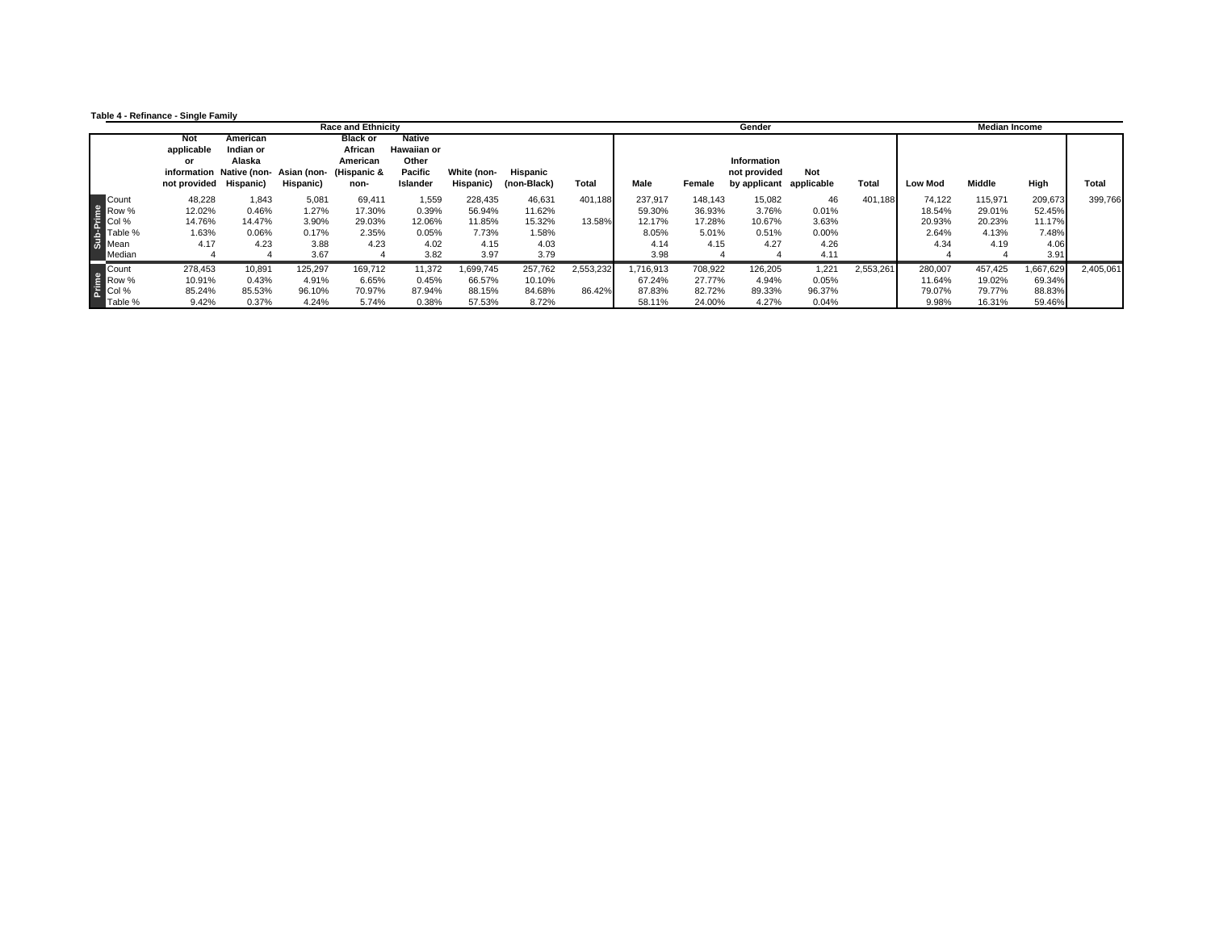**Table 4 - Refinance - Single Family**

| | | Race and Ethnicity | | | | | | | | Gender | | | | | Median Income | | | |
|---|---|---|---|---|---|---|---|---|---|---|---|---|---|---|---|---|---|---|
| | | Not applicable or information not provided | American Indian or Alaska Native (non-Hispanic) | Asian (non-Hispanic) | Black or African American (Hispanic & non- | Native Hawaiian or Other Pacific Islander | White (non-Hispanic) | Hispanic (non-Black) | Total | Male | Female | Information not provided by applicant | Not applicable | Total | Low Mod | Middle | High | Total |
| Sub-Prime | Count | 48,228 | 1,843 | 5,081 | 69,411 | 1,559 | 228,435 | 46,631 | 401,188 | 237,917 | 148,143 | 15,082 | 46 | 401,188 | 74,122 | 115,971 | 209,673 | 399,766 |
| | Row % | 12.02% | 0.46% | 1.27% | 17.30% | 0.39% | 56.94% | 11.62% | | 59.30% | 36.93% | 3.76% | 0.01% | | 18.54% | 29.01% | 52.45% | |
| | Col % | 14.76% | 14.47% | 3.90% | 29.03% | 12.06% | 11.85% | 15.32% | 13.58% | 12.17% | 17.28% | 10.67% | 3.63% | | 20.93% | 20.23% | 11.17% | |
| | Table % | 1.63% | 0.06% | 0.17% | 2.35% | 0.05% | 7.73% | 1.58% | | 8.05% | 5.01% | 0.51% | 0.00% | | 2.64% | 4.13% | 7.48% | |
| | Mean | 4.17 | 4.23 | 3.88 | 4.23 | 4.02 | 4.15 | 4.03 | | 4.14 | 4.15 | 4.27 | 4.26 | | 4.34 | 4.19 | 4.06 | |
| | Median | 4 | 4 | 3.67 | 4 | 3.82 | 3.97 | 3.79 | | 3.98 | 4 | 4 | 4.11 | | 4 | 4 | 3.91 | |
| Prime | Count | 278,453 | 10,891 | 125,297 | 169,712 | 11,372 | 1,699,745 | 257,762 | 2,553,232 | 1,716,913 | 708,922 | 126,205 | 1,221 | 2,553,261 | 280,007 | 457,425 | 1,667,629 | 2,405,061 |
| | Row % | 10.91% | 0.43% | 4.91% | 6.65% | 0.45% | 66.57% | 10.10% | | 67.24% | 27.77% | 4.94% | 0.05% | | 11.64% | 19.02% | 69.34% | |
| | Col % | 85.24% | 85.53% | 96.10% | 70.97% | 87.94% | 88.15% | 84.68% | 86.42% | 87.83% | 82.72% | 89.33% | 96.37% | | 79.07% | 79.77% | 88.83% | |
| | Table % | 9.42% | 0.37% | 4.24% | 5.74% | 0.38% | 57.53% | 8.72% | | 58.11% | 24.00% | 4.27% | 0.04% | | 9.98% | 16.31% | 59.46% | |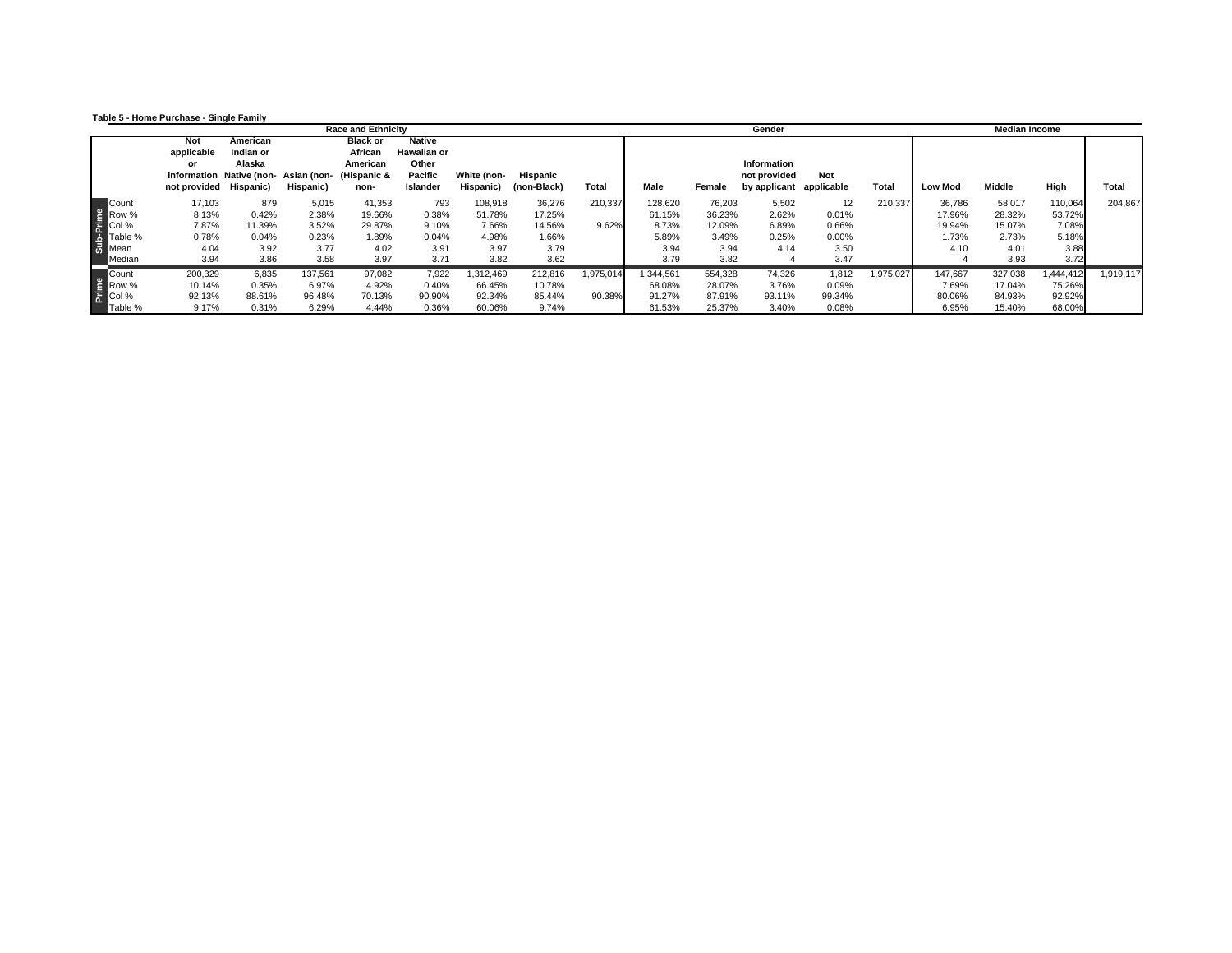**Table 5 - Home Purchase - Single Family**

| | | Race and Ethnicity | | | | | | | | Gender | | | | | Median Income | | | |
|---|---|---|---|---|---|---|---|---|---|---|---|---|---|---|---|---|---|---|
| | | Not applicable or information not provided | American Indian or Alaska Native (non-Hispanic) | Asian (non-Hispanic) | Black or African American (Hispanic & non- | Native Hawaiian or Other Pacific Islander | White (non-Hispanic) | Hispanic (non-Black) | Total | Male | Female | Information not provided by applicant | Not applicable | Total | Low Mod | Middle | High | Total |
| Sub-Prime | Count | 17,103 | 879 | 5,015 | 41,353 | 793 | 108,918 | 36,276 | 210,337 | 128,620 | 76,203 | 5,502 | 12 | 210,337 | 36,786 | 58,017 | 110,064 | 204,867 |
| | Row % | 8.13% | 0.42% | 2.38% | 19.66% | 0.38% | 51.78% | 17.25% | | 61.15% | 36.23% | 2.62% | 0.01% | | 17.96% | 28.32% | 53.72% | |
| | Col % | 7.87% | 11.39% | 3.52% | 29.87% | 9.10% | 7.66% | 14.56% | 9.62% | 8.73% | 12.09% | 6.89% | 0.66% | | 19.94% | 15.07% | 7.08% | |
| | Table % | 0.78% | 0.04% | 0.23% | 1.89% | 0.04% | 4.98% | 1.66% | | 5.89% | 3.49% | 0.25% | 0.00% | | 1.73% | 2.73% | 5.18% | |
| | Mean | 4.04 | 3.92 | 3.77 | 4.02 | 3.91 | 3.97 | 3.79 | | 3.94 | 3.94 | 4.14 | 3.50 | | 4.10 | 4.01 | 3.88 | |
| | Median | 3.94 | 3.86 | 3.58 | 3.97 | 3.71 | 3.82 | 3.62 | | 3.79 | 3.82 | 4 | 3.47 | | 4 | 3.93 | 3.72 | |
| Prime | Count | 200,329 | 6,835 | 137,561 | 97,082 | 7,922 | 1,312,469 | 212,816 | 1,975,014 | 1,344,561 | 554,328 | 74,326 | 1,812 | 1,975,027 | 147,667 | 327,038 | 1,444,412 | 1,919,117 |
| | Row % | 10.14% | 0.35% | 6.97% | 4.92% | 0.40% | 66.45% | 10.78% | | 68.08% | 28.07% | 3.76% | 0.09% | | 7.69% | 17.04% | 75.26% | |
| | Col % | 92.13% | 88.61% | 96.48% | 70.13% | 90.90% | 92.34% | 85.44% | 90.38% | 91.27% | 87.91% | 93.11% | 99.34% | | 80.06% | 84.93% | 92.92% | |
| | Table % | 9.17% | 0.31% | 6.29% | 4.44% | 0.36% | 60.06% | 9.74% | | 61.53% | 25.37% | 3.40% | 0.08% | | 6.95% | 15.40% | 68.00% | |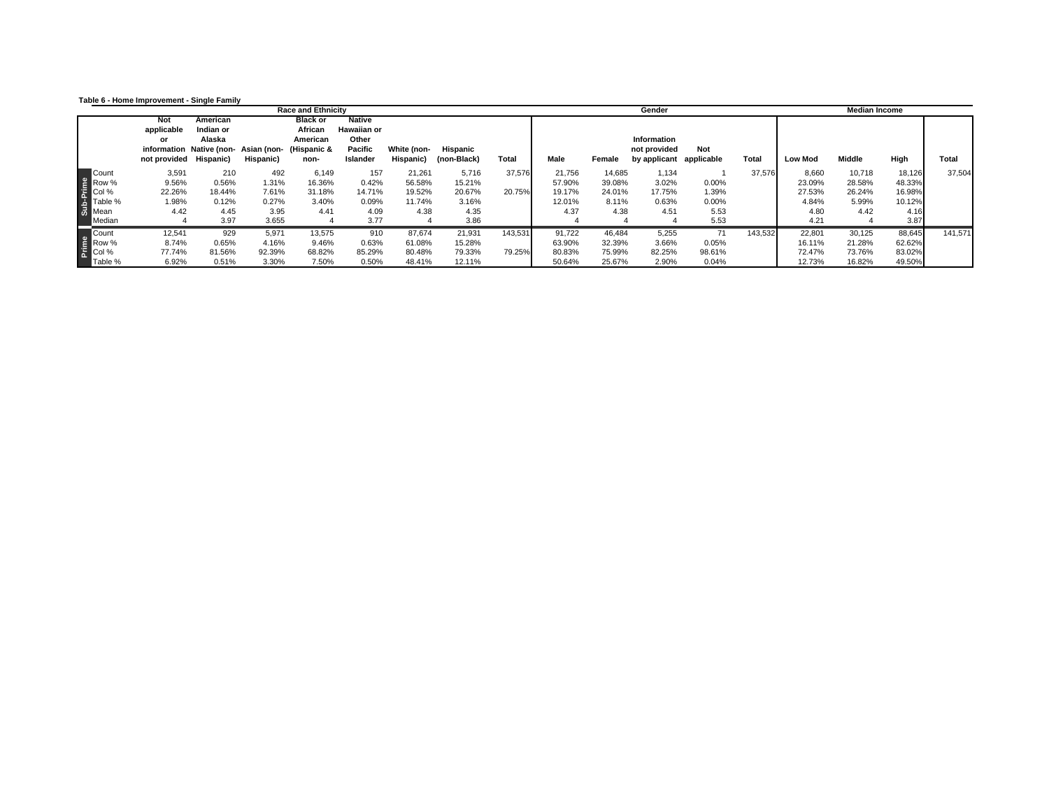**Table 6 - Home Improvement - Single Family**

| | | Race and Ethnicity | | | | | | | | Gender | | | | | Median Income | | | |
|---|---|---|---|---|---|---|---|---|---|---|---|---|---|---|---|---|---|---|
| | | Not applicable or information not provided | American Indian or Alaska Native (non-Hispanic) | Asian (non-Hispanic) | Black or African American (Hispanic & non- | Native Hawaiian or Other Pacific Islander | White (non-Hispanic) | Hispanic (non-Black) | Total | Male | Female | Information not provided by applicant | Not applicable | Total | Low Mod | Middle | High | Total |
| Sub-Prime | Count | 3,591 | 210 | 492 | 6,149 | 157 | 21,261 | 5,716 | 37,576 | 21,756 | 14,685 | 1,134 | 1 | 37,576 | 8,660 | 10,718 | 18,126 | 37,504 |
| | Row % | 9.56% | 0.56% | 1.31% | 16.36% | 0.42% | 56.58% | 15.21% | | 57.90% | 39.08% | 3.02% | 0.00% | | 23.09% | 28.58% | 48.33% | |
| | Col % | 22.26% | 18.44% | 7.61% | 31.18% | 14.71% | 19.52% | 20.67% | 20.75% | 19.17% | 24.01% | 17.75% | 1.39% | | 27.53% | 26.24% | 16.98% | |
| | Table % | 1.98% | 0.12% | 0.27% | 3.40% | 0.09% | 11.74% | 3.16% | | 12.01% | 8.11% | 0.63% | 0.00% | | 4.84% | 5.99% | 10.12% | |
| | Mean | 4.42 | 4.45 | 3.95 | 4.41 | 4.09 | 4.38 | 4.35 | | 4.37 | 4.38 | 4.51 | 5.53 | | 4.80 | 4.42 | 4.16 | |
| | Median | 4 | 3.97 | 3.655 | 4 | 3.77 | 4 | 3.86 | | 4 | 4 | 4 | 5.53 | | 4.21 | 4 | 3.87 | |
| Prime | Count | 12,541 | 929 | 5,971 | 13,575 | 910 | 87,674 | 21,931 | 143,531 | 91,722 | 46,484 | 5,255 | 71 | 143,532 | 22,801 | 30,125 | 88,645 | 141,571 |
| | Row % | 8.74% | 0.65% | 4.16% | 9.46% | 0.63% | 61.08% | 15.28% | | 63.90% | 32.39% | 3.66% | 0.05% | | 16.11% | 21.28% | 62.62% | |
| | Col % | 77.74% | 81.56% | 92.39% | 68.82% | 85.29% | 80.48% | 79.33% | 79.25% | 80.83% | 75.99% | 82.25% | 98.61% | | 72.47% | 73.76% | 83.02% | |
| | Table % | 6.92% | 0.51% | 3.30% | 7.50% | 0.50% | 48.41% | 12.11% | | 50.64% | 25.67% | 2.90% | 0.04% | | 12.73% | 16.82% | 49.50% | |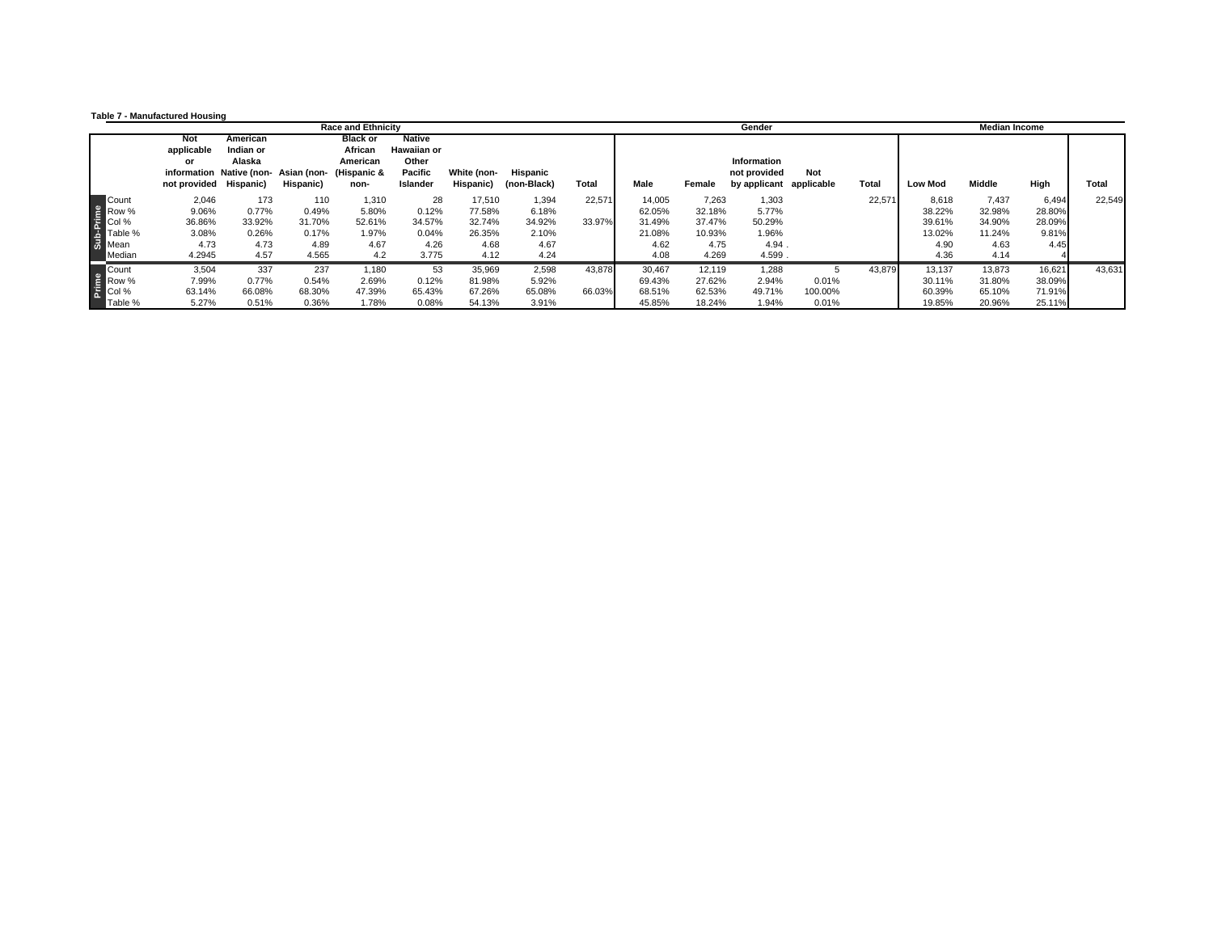**Table 7 - Manufactured Housing**

| | | Race and Ethnicity | | | | | | | | Gender | | | | | Median Income | | | |
|---|---|---|---|---|---|---|---|---|---|---|---|---|---|---|---|---|---|---|
| | | Not applicable or information not provided | American Indian or Alaska Native (non-Hispanic) | Asian (non-Hispanic) | Black or African American (Hispanic & non- | Native Hawaiian or Other Pacific Islander | White (non-Hispanic) | Hispanic (non-Black) | Total | Male | Female | Information not provided by applicant | Not applicable | Total | Low Mod | Middle | High | Total |
| Sub-Prime | Count | 2,046 | 173 | 110 | 1,310 | 28 | 17,510 | 1,394 | 22,571 | 14,005 | 7,263 | 1,303 | | 22,571 | 8,618 | 7,437 | 6,494 | 22,549 |
| | Row % | 9.06% | 0.77% | 0.49% | 5.80% | 0.12% | 77.58% | 6.18% | | 62.05% | 32.18% | 5.77% | | | 38.22% | 32.98% | 28.80% | |
| | Col % | 36.86% | 33.92% | 31.70% | 52.61% | 34.57% | 32.74% | 34.92% | 33.97% | 31.49% | 37.47% | 50.29% | | | 39.61% | 34.90% | 28.09% | |
| | Table % | 3.08% | 0.26% | 0.17% | 1.97% | 0.04% | 26.35% | 2.10% | | 21.08% | 10.93% | 1.96% | | | 13.02% | 11.24% | 9.81% | |
| | Mean | 4.73 | 4.73 | 4.89 | 4.67 | 4.26 | 4.68 | 4.67 | | 4.62 | 4.75 | 4.94 | . | | 4.90 | 4.63 | 4.45 | |
| | Median | 4.2945 | 4.57 | 4.565 | 4.2 | 3.775 | 4.12 | 4.24 | | 4.08 | 4.269 | 4.599 | . | | 4.36 | 4.14 | 4 | |
| Prime | Count | 3,504 | 337 | 237 | 1,180 | 53 | 35,969 | 2,598 | 43,878 | 30,467 | 12,119 | 1,288 | 5 | 43,879 | 13,137 | 13,873 | 16,621 | 43,631 |
| | Row % | 7.99% | 0.77% | 0.54% | 2.69% | 0.12% | 81.98% | 5.92% | | 69.43% | 27.62% | 2.94% | 0.01% | | 30.11% | 31.80% | 38.09% | |
| | Col % | 63.14% | 66.08% | 68.30% | 47.39% | 65.43% | 67.26% | 65.08% | 66.03% | 68.51% | 62.53% | 49.71% | 100.00% | | 60.39% | 65.10% | 71.91% | |
| | Table % | 5.27% | 0.51% | 0.36% | 1.78% | 0.08% | 54.13% | 3.91% | | 45.85% | 18.24% | 1.94% | 0.01% | | 19.85% | 20.96% | 25.11% | |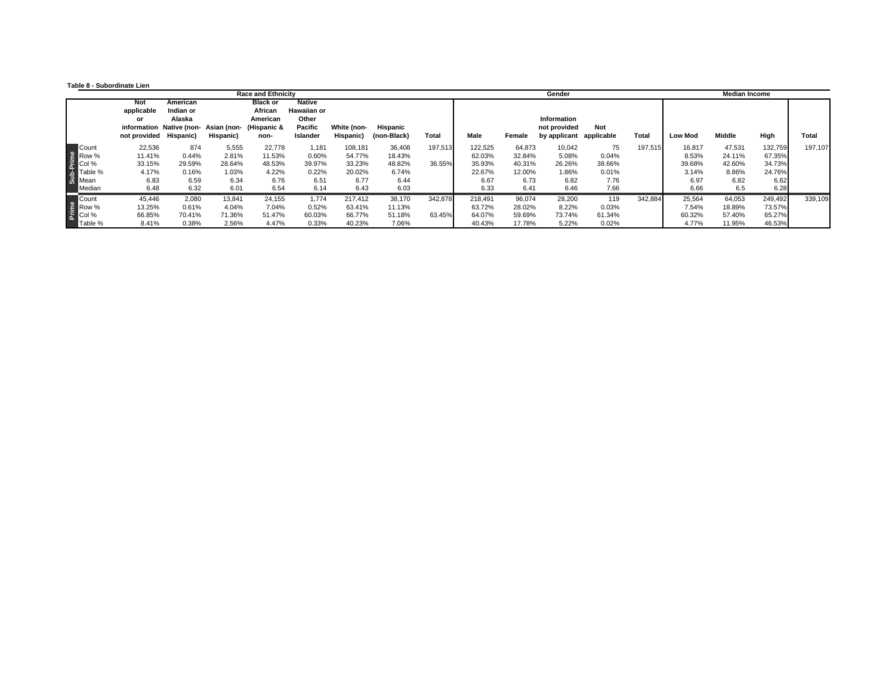**Table 8 - Subordinate Lien**

| | | Race and Ethnicity | | | | | | | | Gender | | | | | Median Income | | | |
|---|---|---|---|---|---|---|---|---|---|---|---|---|---|---|---|---|---|---|
| | | Not applicable or information not provided | American Indian or Alaska Native (non-Hispanic) | Asian (non-Hispanic) | Black or African American (Hispanic & non- | Native Hawaiian or Other Pacific Islander | White (non-Hispanic) | Hispanic (non-Black) | Total | Male | Female | Information not provided by applicant | Not applicable | Total | Low Mod | Middle | High | Total |
| Sub-Prime | Count | 22,536 | 874 | 5,555 | 22,778 | 1,181 | 108,181 | 36,408 | 197,513 | 122,525 | 64,873 | 10,042 | 75 | 197,515 | 16,817 | 47,531 | 132,759 | 197,107 |
| | Row % | 11.41% | 0.44% | 2.81% | 11.53% | 0.60% | 54.77% | 18.43% | | 62.03% | 32.84% | 5.08% | 0.04% | | 8.53% | 24.11% | 67.35% | |
| | Col % | 33.15% | 29.59% | 28.64% | 48.53% | 39.97% | 33.23% | 48.82% | 36.55% | 35.93% | 40.31% | 26.26% | 38.66% | | 39.68% | 42.60% | 34.73% | |
| | Table % | 4.17% | 0.16% | 1.03% | 4.22% | 0.22% | 20.02% | 6.74% | | 22.67% | 12.00% | 1.86% | 0.01% | | 3.14% | 8.86% | 24.76% | |
| | Mean | 6.83 | 6.59 | 6.34 | 6.76 | 6.51 | 6.77 | 6.44 | | 6.67 | 6.73 | 6.82 | 7.76 | | 6.97 | 6.82 | 6.62 | |
| | Median | 6.48 | 6.32 | 6.01 | 6.54 | 6.14 | 6.43 | 6.03 | | 6.33 | 6.41 | 6.46 | 7.66 | | 6.66 | 6.5 | 6.28 | |
| Prime | Count | 45,446 | 2,080 | 13,841 | 24,155 | 1,774 | 217,412 | 38,170 | 342,878 | 218,491 | 96,074 | 28,200 | 119 | 342,884 | 25,564 | 64,053 | 249,492 | 339,109 |
| | Row % | 13.25% | 0.61% | 4.04% | 7.04% | 0.52% | 63.41% | 11.13% | | 63.72% | 28.02% | 8.22% | 0.03% | | 7.54% | 18.89% | 73.57% | |
| | Col % | 66.85% | 70.41% | 71.36% | 51.47% | 60.03% | 66.77% | 51.18% | 63.45% | 64.07% | 59.69% | 73.74% | 61.34% | | 60.32% | 57.40% | 65.27% | |
| | Table % | 8.41% | 0.38% | 2.56% | 4.47% | 0.33% | 40.23% | 7.06% | | 40.43% | 17.78% | 5.22% | 0.02% | | 4.77% | 11.95% | 46.53% | |